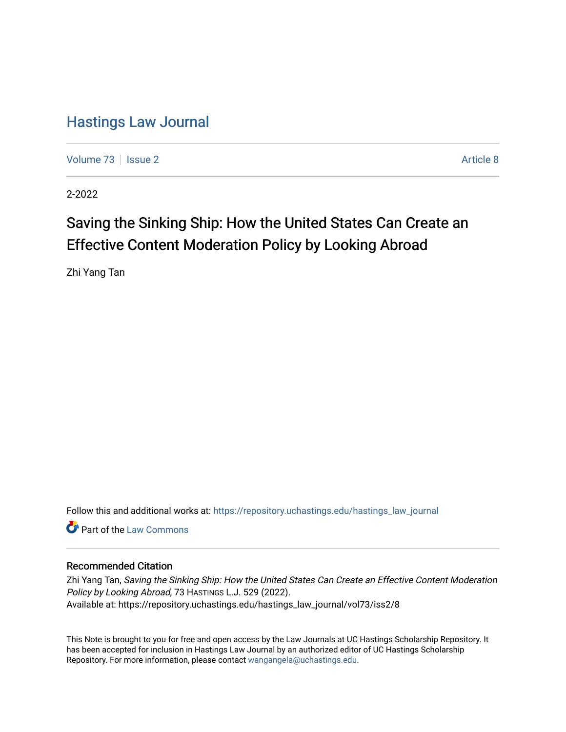# Hastings Law Journal

Volume 73 | Issue 2 | Article 8

2-2022

## Saving the Sinking Ship: How the United States Can Create an Effective Content Moderation Policy by Looking Abroad

Zhi Yang Tan

Follow this and additional works at: https://repository.uchastings.edu/hastings_law_journal

Part of the Law Commons

### Recommended Citation

Zhi Yang Tan, *Saving the Sinking Ship: How the United States Can Create an Effective Content Moderation Policy by Looking Abroad*, 73 HASTINGS L.J. 529 (2022).
Available at: https://repository.uchastings.edu/hastings_law_journal/vol73/iss2/8

This Note is brought to you for free and open access by the Law Journals at UC Hastings Scholarship Repository. It has been accepted for inclusion in Hastings Law Journal by an authorized editor of UC Hastings Scholarship Repository. For more information, please contact wangangela@uchastings.edu.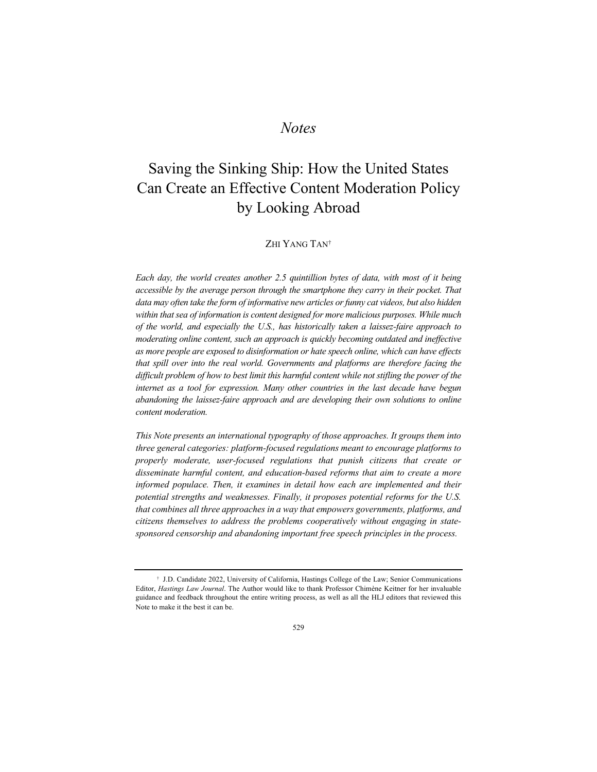*Notes*

# Saving the Sinking Ship: How the United States Can Create an Effective Content Moderation Policy by Looking Abroad

ZHI YANG TAN[†]

*Each day, the world creates another 2.5 quintillion bytes of data, with most of it being accessible by the average person through the smartphone they carry in their pocket. That data may often take the form of informative new articles or funny cat videos, but also hidden within that sea of information is content designed for more malicious purposes. While much of the world, and especially the U.S., has historically taken a laissez-faire approach to moderating online content, such an approach is quickly becoming outdated and ineffective as more people are exposed to disinformation or hate speech online, which can have effects that spill over into the real world. Governments and platforms are therefore facing the difficult problem of how to best limit this harmful content while not stifling the power of the internet as a tool for expression. Many other countries in the last decade have begun abandoning the laissez-faire approach and are developing their own solutions to online content moderation.*

*This Note presents an international typography of those approaches. It groups them into three general categories: platform-focused regulations meant to encourage platforms to properly moderate, user-focused regulations that punish citizens that create or disseminate harmful content, and education-based reforms that aim to create a more informed populace. Then, it examines in detail how each are implemented and their potential strengths and weaknesses. Finally, it proposes potential reforms for the U.S. that combines all three approaches in a way that empowers governments, platforms, and citizens themselves to address the problems cooperatively without engaging in state-sponsored censorship and abandoning important free speech principles in the process.*

---

[†] J.D. Candidate 2022, University of California, Hastings College of the Law; Senior Communications Editor, *Hastings Law Journal*. The Author would like to thank Professor Chimène Keitner for her invaluable guidance and feedback throughout the entire writing process, as well as all the HLJ editors that reviewed this Note to make it the best it can be.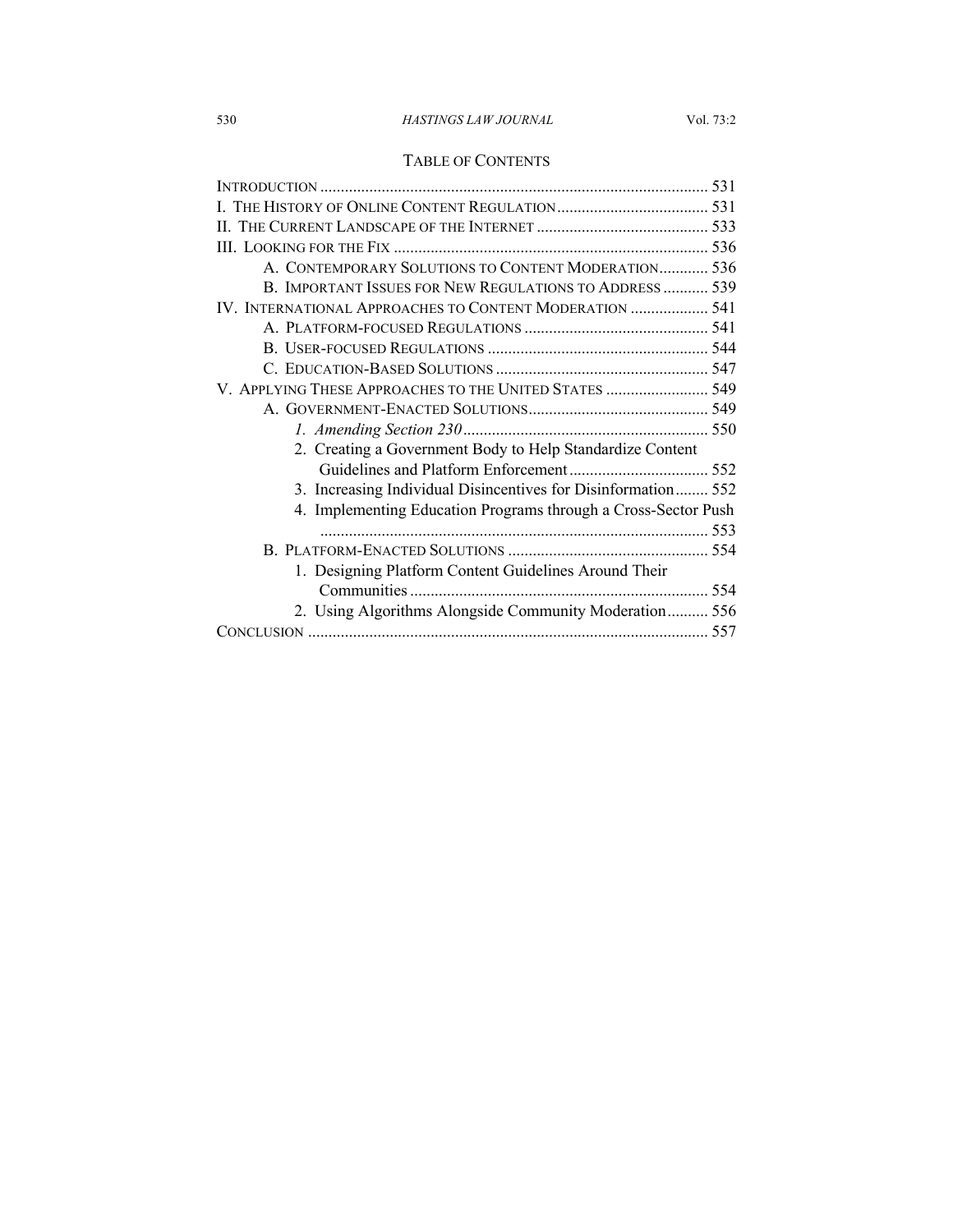## TABLE OF CONTENTS

INTRODUCTION .......... 531

I. THE HISTORY OF ONLINE CONTENT REGULATION .......... 531

II. THE CURRENT LANDSCAPE OF THE INTERNET .......... 533

III. LOOKING FOR THE FIX .......... 536

- A. CONTEMPORARY SOLUTIONS TO CONTENT MODERATION .......... 536
- B. IMPORTANT ISSUES FOR NEW REGULATIONS TO ADDRESS .......... 539

IV. INTERNATIONAL APPROACHES TO CONTENT MODERATION .......... 541

- A. PLATFORM-FOCUSED REGULATIONS .......... 541
- B. USER-FOCUSED REGULATIONS .......... 544
- C. EDUCATION-BASED SOLUTIONS .......... 547

V. APPLYING THESE APPROACHES TO THE UNITED STATES .......... 549

- A. GOVERNMENT-ENACTED SOLUTIONS .......... 549
  - *1. Amending Section 230* .......... 550
  - 2. Creating a Government Body to Help Standardize Content Guidelines and Platform Enforcement .......... 552
  - 3. Increasing Individual Disincentives for Disinformation .......... 552
  - 4. Implementing Education Programs through a Cross-Sector Push .......... 553
- B. PLATFORM-ENACTED SOLUTIONS .......... 554
  - 1. Designing Platform Content Guidelines Around Their Communities .......... 554
  - 2. Using Algorithms Alongside Community Moderation .......... 556

CONCLUSION .......... 557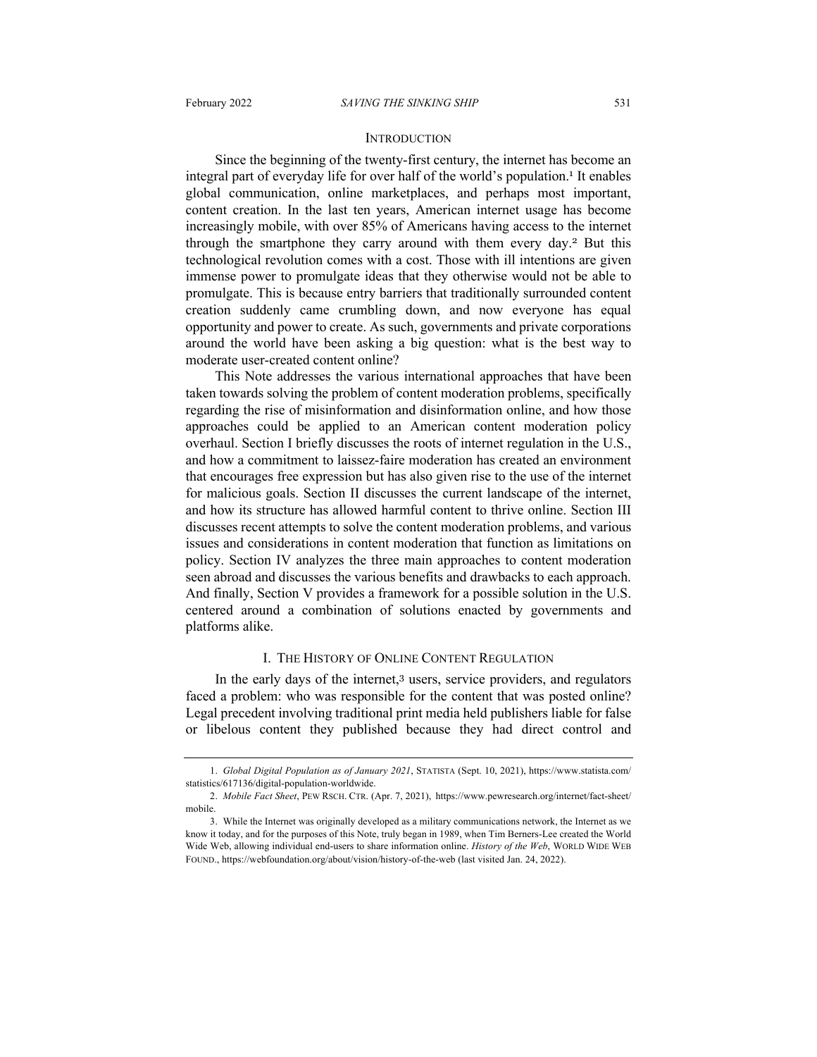## INTRODUCTION

Since the beginning of the twenty-first century, the internet has become an integral part of everyday life for over half of the world's population.[1] It enables global communication, online marketplaces, and perhaps most important, content creation. In the last ten years, American internet usage has become increasingly mobile, with over 85% of Americans having access to the internet through the smartphone they carry around with them every day.[2] But this technological revolution comes with a cost. Those with ill intentions are given immense power to promulgate ideas that they otherwise would not be able to promulgate. This is because entry barriers that traditionally surrounded content creation suddenly came crumbling down, and now everyone has equal opportunity and power to create. As such, governments and private corporations around the world have been asking a big question: what is the best way to moderate user-created content online?

This Note addresses the various international approaches that have been taken towards solving the problem of content moderation problems, specifically regarding the rise of misinformation and disinformation online, and how those approaches could be applied to an American content moderation policy overhaul. Section I briefly discusses the roots of internet regulation in the U.S., and how a commitment to laissez-faire moderation has created an environment that encourages free expression but has also given rise to the use of the internet for malicious goals. Section II discusses the current landscape of the internet, and how its structure has allowed harmful content to thrive online. Section III discusses recent attempts to solve the content moderation problems, and various issues and considerations in content moderation that function as limitations on policy. Section IV analyzes the three main approaches to content moderation seen abroad and discusses the various benefits and drawbacks to each approach. And finally, Section V provides a framework for a possible solution in the U.S. centered around a combination of solutions enacted by governments and platforms alike.

## I. THE HISTORY OF ONLINE CONTENT REGULATION

In the early days of the internet,[3] users, service providers, and regulators faced a problem: who was responsible for the content that was posted online? Legal precedent involving traditional print media held publishers liable for false or libelous content they published because they had direct control and

---

1. *Global Digital Population as of January 2021*, STATISTA (Sept. 10, 2021), https://www.statista.com/statistics/617136/digital-population-worldwide.

2. *Mobile Fact Sheet*, PEW RSCH. CTR. (Apr. 7, 2021), https://www.pewresearch.org/internet/fact-sheet/mobile.

3. While the Internet was originally developed as a military communications network, the Internet as we know it today, and for the purposes of this Note, truly began in 1989, when Tim Berners-Lee created the World Wide Web, allowing individual end-users to share information online. *History of the Web*, WORLD WIDE WEB FOUND., https://webfoundation.org/about/vision/history-of-the-web (last visited Jan. 24, 2022).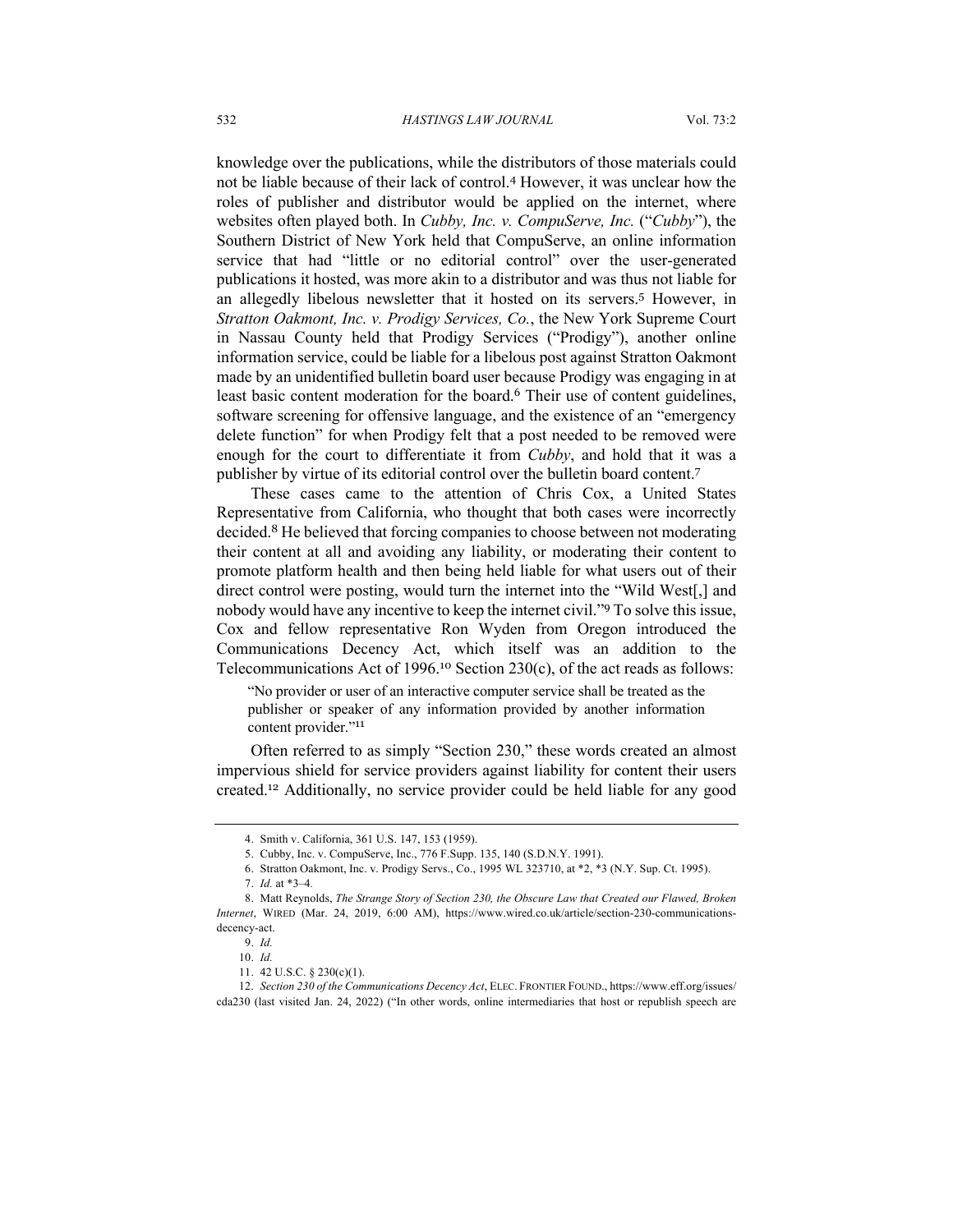knowledge over the publications, while the distributors of those materials could not be liable because of their lack of control.[4] However, it was unclear how the roles of publisher and distributor would be applied on the internet, where websites often played both. In *Cubby, Inc. v. CompuServe, Inc.* ("*Cubby*"), the Southern District of New York held that CompuServe, an online information service that had "little or no editorial control" over the user-generated publications it hosted, was more akin to a distributor and was thus not liable for an allegedly libelous newsletter that it hosted on its servers.[5] However, in *Stratton Oakmont, Inc. v. Prodigy Services, Co.*, the New York Supreme Court in Nassau County held that Prodigy Services ("Prodigy"), another online information service, could be liable for a libelous post against Stratton Oakmont made by an unidentified bulletin board user because Prodigy was engaging in at least basic content moderation for the board.[6] Their use of content guidelines, software screening for offensive language, and the existence of an "emergency delete function" for when Prodigy felt that a post needed to be removed were enough for the court to differentiate it from *Cubby*, and hold that it was a publisher by virtue of its editorial control over the bulletin board content.[7]

These cases came to the attention of Chris Cox, a United States Representative from California, who thought that both cases were incorrectly decided.[8] He believed that forcing companies to choose between not moderating their content at all and avoiding any liability, or moderating their content to promote platform health and then being held liable for what users out of their direct control were posting, would turn the internet into the "Wild West[,] and nobody would have any incentive to keep the internet civil."[9] To solve this issue, Cox and fellow representative Ron Wyden from Oregon introduced the Communications Decency Act, which itself was an addition to the Telecommunications Act of 1996.[10] Section 230(c), of the act reads as follows:

> "No provider or user of an interactive computer service shall be treated as the publisher or speaker of any information provided by another information content provider."[11]

Often referred to as simply "Section 230," these words created an almost impervious shield for service providers against liability for content their users created.[12] Additionally, no service provider could be held liable for any good

---

4. Smith v. California, 361 U.S. 147, 153 (1959).

5. Cubby, Inc. v. CompuServe, Inc., 776 F.Supp. 135, 140 (S.D.N.Y. 1991).

6. Stratton Oakmont, Inc. v. Prodigy Servs., Co., 1995 WL 323710, at *2, *3 (N.Y. Sup. Ct. 1995).

7. *Id.* at *3–4.

8. Matt Reynolds, *The Strange Story of Section 230, the Obscure Law that Created our Flawed, Broken Internet*, WIRED (Mar. 24, 2019, 6:00 AM), https://www.wired.co.uk/article/section-230-communications-decency-act.

9. *Id.*

10. *Id.*

11. 42 U.S.C. § 230(c)(1).

12. *Section 230 of the Communications Decency Act*, ELEC. FRONTIER FOUND., https://www.eff.org/issues/cda230 (last visited Jan. 24, 2022) ("In other words, online intermediaries that host or republish speech are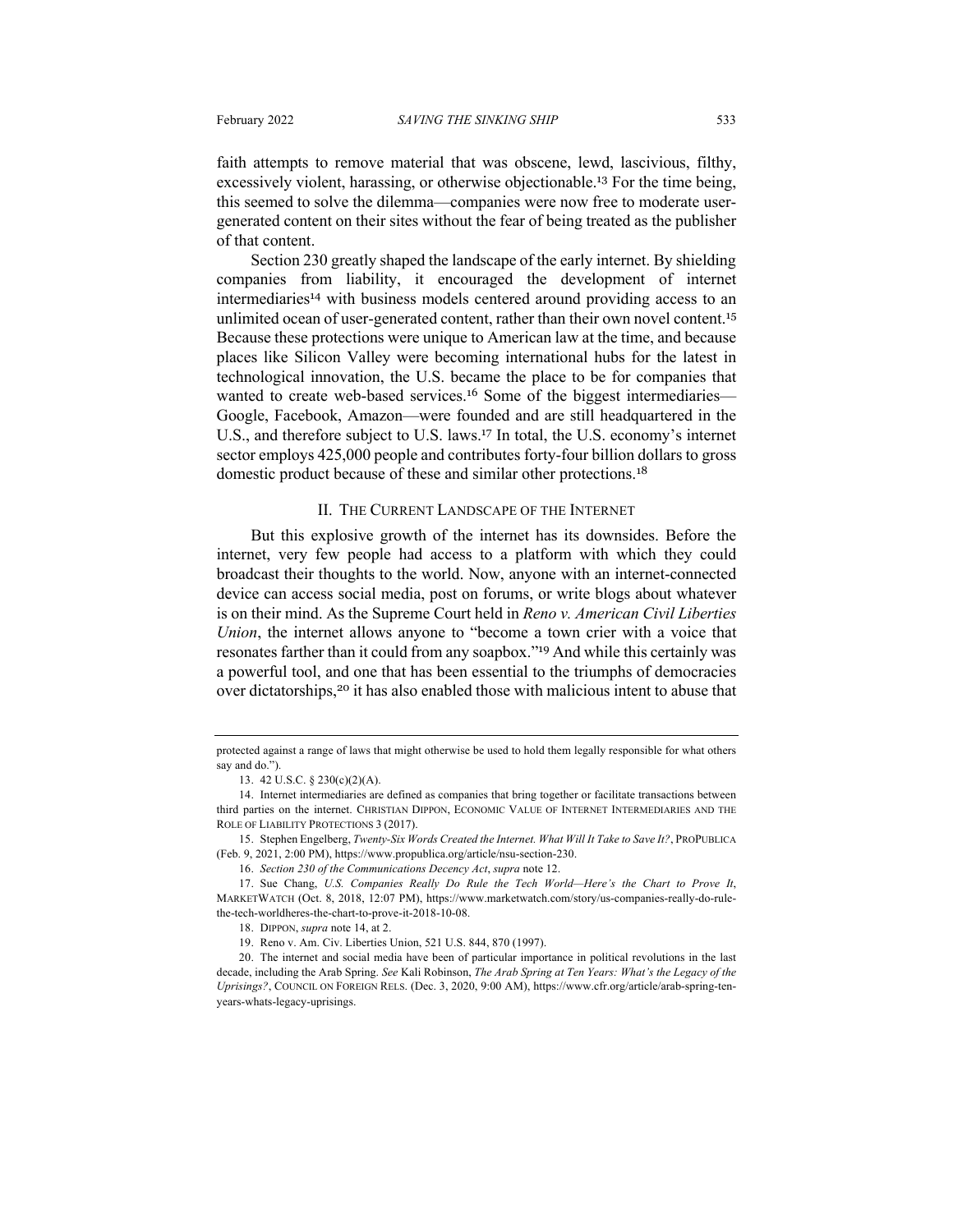faith attempts to remove material that was obscene, lewd, lascivious, filthy, excessively violent, harassing, or otherwise objectionable.[13] For the time being, this seemed to solve the dilemma—companies were now free to moderate user-generated content on their sites without the fear of being treated as the publisher of that content.

Section 230 greatly shaped the landscape of the early internet. By shielding companies from liability, it encouraged the development of internet intermediaries[14] with business models centered around providing access to an unlimited ocean of user-generated content, rather than their own novel content.[15] Because these protections were unique to American law at the time, and because places like Silicon Valley were becoming international hubs for the latest in technological innovation, the U.S. became the place to be for companies that wanted to create web-based services.[16] Some of the biggest intermediaries—Google, Facebook, Amazon—were founded and are still headquartered in the U.S., and therefore subject to U.S. laws.[17] In total, the U.S. economy's internet sector employs 425,000 people and contributes forty-four billion dollars to gross domestic product because of these and similar other protections.[18]

## II. The Current Landscape of the Internet

But this explosive growth of the internet has its downsides. Before the internet, very few people had access to a platform with which they could broadcast their thoughts to the world. Now, anyone with an internet-connected device can access social media, post on forums, or write blogs about whatever is on their mind. As the Supreme Court held in *Reno v. American Civil Liberties Union*, the internet allows anyone to "become a town crier with a voice that resonates farther than it could from any soapbox."[19] And while this certainly was a powerful tool, and one that has been essential to the triumphs of democracies over dictatorships,[20] it has also enabled those with malicious intent to abuse that

---

protected against a range of laws that might otherwise be used to hold them legally responsible for what others say and do.").

13. 42 U.S.C. § 230(c)(2)(A).

14. Internet intermediaries are defined as companies that bring together or facilitate transactions between third parties on the internet. Christian Dippon, Economic Value of Internet Intermediaries and the Role of Liability Protections 3 (2017).

15. Stephen Engelberg, *Twenty-Six Words Created the Internet. What Will It Take to Save It?*, ProPublica (Feb. 9, 2021, 2:00 PM), https://www.propublica.org/article/nsu-section-230.

16. *Section 230 of the Communications Decency Act*, *supra* note 12.

17. Sue Chang, *U.S. Companies Really Do Rule the Tech World—Here's the Chart to Prove It*, MarketWatch (Oct. 8, 2018, 12:07 PM), https://www.marketwatch.com/story/us-companies-really-do-rule-the-tech-worldheres-the-chart-to-prove-it-2018-10-08.

18. Dippon, *supra* note 14, at 2.

19. Reno v. Am. Civ. Liberties Union, 521 U.S. 844, 870 (1997).

20. The internet and social media have been of particular importance in political revolutions in the last decade, including the Arab Spring. *See* Kali Robinson, *The Arab Spring at Ten Years: What's the Legacy of the Uprisings?*, Council on Foreign Rels. (Dec. 3, 2020, 9:00 AM), https://www.cfr.org/article/arab-spring-ten-years-whats-legacy-uprisings.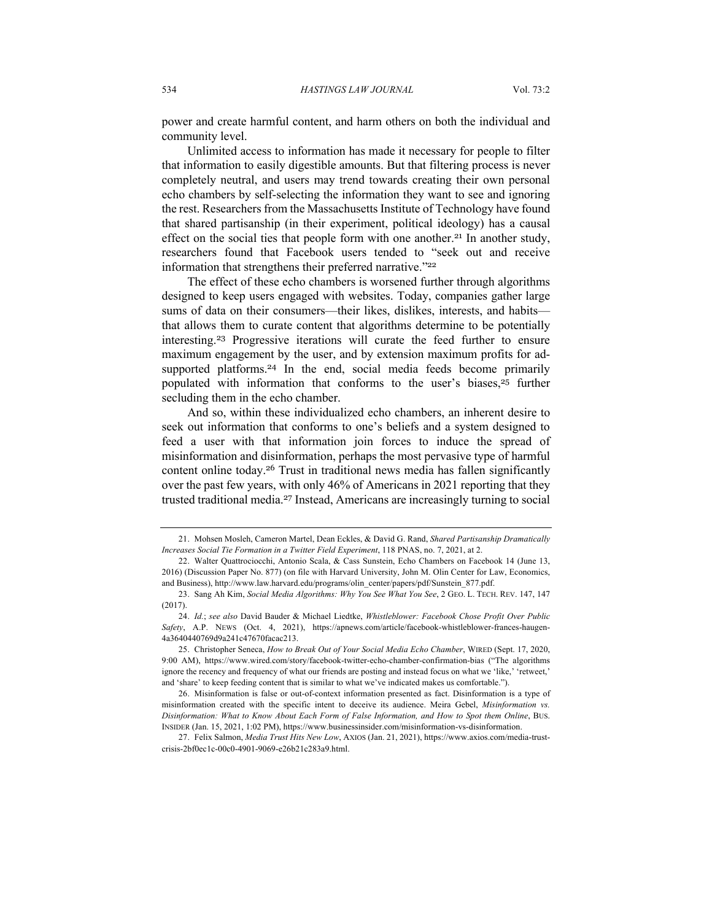power and create harmful content, and harm others on both the individual and community level.

Unlimited access to information has made it necessary for people to filter that information to easily digestible amounts. But that filtering process is never completely neutral, and users may trend towards creating their own personal echo chambers by self-selecting the information they want to see and ignoring the rest. Researchers from the Massachusetts Institute of Technology have found that shared partisanship (in their experiment, political ideology) has a causal effect on the social ties that people form with one another.[21] In another study, researchers found that Facebook users tended to "seek out and receive information that strengthens their preferred narrative."[22]

The effect of these echo chambers is worsened further through algorithms designed to keep users engaged with websites. Today, companies gather large sums of data on their consumers—their likes, dislikes, interests, and habits—that allows them to curate content that algorithms determine to be potentially interesting.[23] Progressive iterations will curate the feed further to ensure maximum engagement by the user, and by extension maximum profits for ad-supported platforms.[24] In the end, social media feeds become primarily populated with information that conforms to the user's biases,[25] further secluding them in the echo chamber.

And so, within these individualized echo chambers, an inherent desire to seek out information that conforms to one's beliefs and a system designed to feed a user with that information join forces to induce the spread of misinformation and disinformation, perhaps the most pervasive type of harmful content online today.[26] Trust in traditional news media has fallen significantly over the past few years, with only 46% of Americans in 2021 reporting that they trusted traditional media.[27] Instead, Americans are increasingly turning to social

---

21. Mohsen Mosleh, Cameron Martel, Dean Eckles, & David G. Rand, *Shared Partisanship Dramatically Increases Social Tie Formation in a Twitter Field Experiment*, 118 PNAS, no. 7, 2021, at 2.

22. Walter Quattrociocchi, Antonio Scala, & Cass Sunstein, Echo Chambers on Facebook 14 (June 13, 2016) (Discussion Paper No. 877) (on file with Harvard University, John M. Olin Center for Law, Economics, and Business), http://www.law.harvard.edu/programs/olin_center/papers/pdf/Sunstein_877.pdf.

23. Sang Ah Kim, *Social Media Algorithms: Why You See What You See*, 2 GEO. L. TECH. REV. 147, 147 (2017).

24. *Id.*; *see also* David Bauder & Michael Liedtke, *Whistleblower: Facebook Chose Profit Over Public Safety*, A.P. NEWS (Oct. 4, 2021), https://apnews.com/article/facebook-whistleblower-frances-haugen-4a3640440769d9a241c47670facac213.

25. Christopher Seneca, *How to Break Out of Your Social Media Echo Chamber*, WIRED (Sept. 17, 2020, 9:00 AM), https://www.wired.com/story/facebook-twitter-echo-chamber-confirmation-bias ("The algorithms ignore the recency and frequency of what our friends are posting and instead focus on what we 'like,' 'retweet,' and 'share' to keep feeding content that is similar to what we've indicated makes us comfortable.").

26. Misinformation is false or out-of-context information presented as fact. Disinformation is a type of misinformation created with the specific intent to deceive its audience. Meira Gebel, *Misinformation vs. Disinformation: What to Know About Each Form of False Information, and How to Spot them Online*, BUS. INSIDER (Jan. 15, 2021, 1:02 PM), https://www.businessinsider.com/misinformation-vs-disinformation.

27. Felix Salmon, *Media Trust Hits New Low*, AXIOS (Jan. 21, 2021), https://www.axios.com/media-trust-crisis-2bf0ec1c-00c0-4901-9069-e26b21c283a9.html.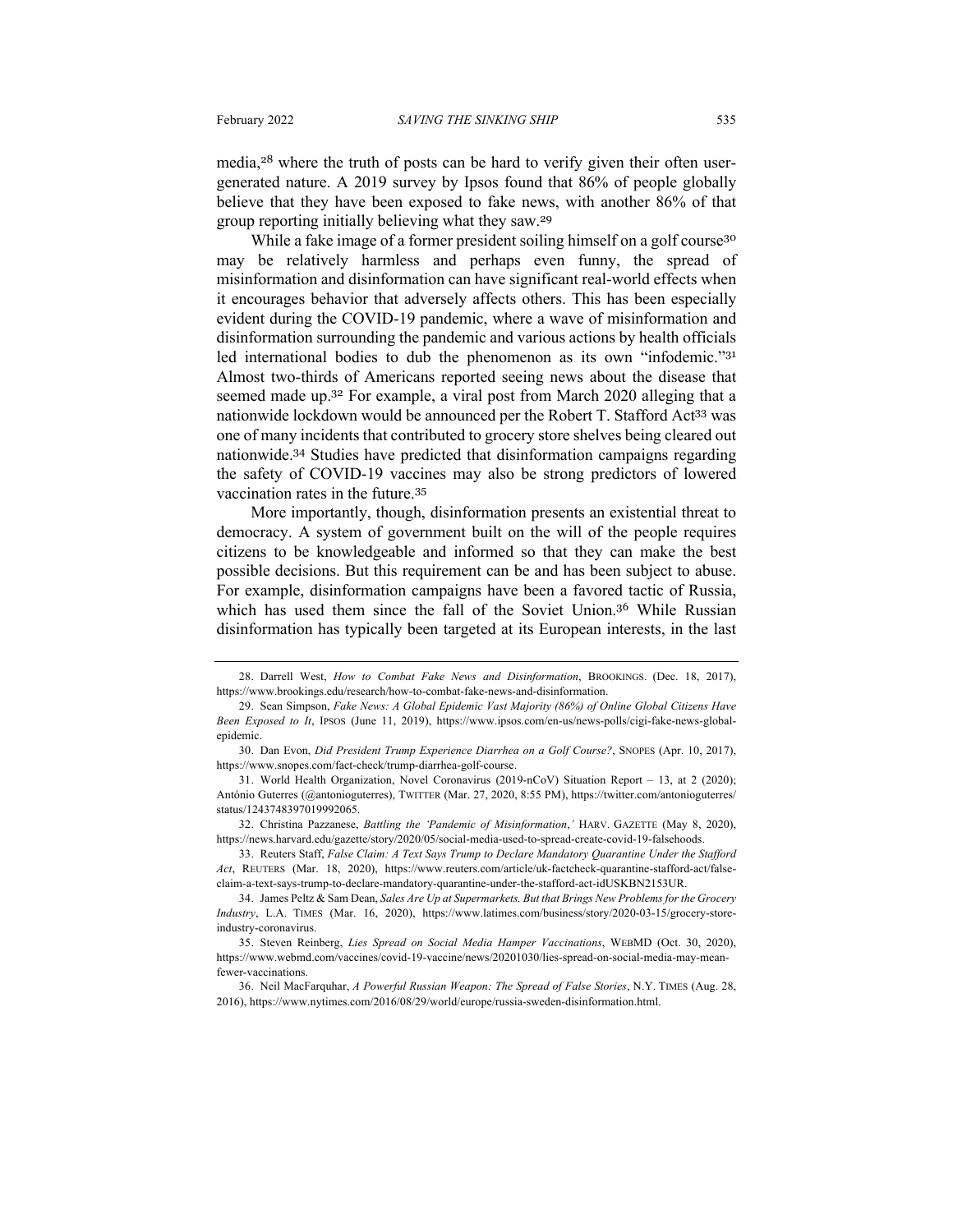media,[28] where the truth of posts can be hard to verify given their often user-generated nature. A 2019 survey by Ipsos found that 86% of people globally believe that they have been exposed to fake news, with another 86% of that group reporting initially believing what they saw.[29]

While a fake image of a former president soiling himself on a golf course[30] may be relatively harmless and perhaps even funny, the spread of misinformation and disinformation can have significant real-world effects when it encourages behavior that adversely affects others. This has been especially evident during the COVID-19 pandemic, where a wave of misinformation and disinformation surrounding the pandemic and various actions by health officials led international bodies to dub the phenomenon as its own "infodemic."[31] Almost two-thirds of Americans reported seeing news about the disease that seemed made up.[32] For example, a viral post from March 2020 alleging that a nationwide lockdown would be announced per the Robert T. Stafford Act[33] was one of many incidents that contributed to grocery store shelves being cleared out nationwide.[34] Studies have predicted that disinformation campaigns regarding the safety of COVID-19 vaccines may also be strong predictors of lowered vaccination rates in the future.[35]

More importantly, though, disinformation presents an existential threat to democracy. A system of government built on the will of the people requires citizens to be knowledgeable and informed so that they can make the best possible decisions. But this requirement can be and has been subject to abuse. For example, disinformation campaigns have been a favored tactic of Russia, which has used them since the fall of the Soviet Union.[36] While Russian disinformation has typically been targeted at its European interests, in the last

---

28. Darrell West, *How to Combat Fake News and Disinformation*, BROOKINGS. (Dec. 18, 2017), https://www.brookings.edu/research/how-to-combat-fake-news-and-disinformation.

29. Sean Simpson, *Fake News: A Global Epidemic Vast Majority (86%) of Online Global Citizens Have Been Exposed to It*, IPSOS (June 11, 2019), https://www.ipsos.com/en-us/news-polls/cigi-fake-news-global-epidemic.

30. Dan Evon, *Did President Trump Experience Diarrhea on a Golf Course?*, SNOPES (Apr. 10, 2017), https://www.snopes.com/fact-check/trump-diarrhea-golf-course.

31. World Health Organization, Novel Coronavirus (2019-nCoV) Situation Report – 13, at 2 (2020); António Guterres (@antonioguterres), TWITTER (Mar. 27, 2020, 8:55 PM), https://twitter.com/antonioguterres/status/1243748397019992065.

32. Christina Pazzanese, *Battling the 'Pandemic of Misinformation*,*'* HARV. GAZETTE (May 8, 2020), https://news.harvard.edu/gazette/story/2020/05/social-media-used-to-spread-create-covid-19-falsehoods.

33. Reuters Staff, *False Claim: A Text Says Trump to Declare Mandatory Quarantine Under the Stafford Act*, REUTERS (Mar. 18, 2020), https://www.reuters.com/article/uk-factcheck-quarantine-stafford-act/false-claim-a-text-says-trump-to-declare-mandatory-quarantine-under-the-stafford-act-idUSKBN2153UR.

34. James Peltz & Sam Dean, *Sales Are Up at Supermarkets. But that Brings New Problems for the Grocery Industry*, L.A. TIMES (Mar. 16, 2020), https://www.latimes.com/business/story/2020-03-15/grocery-store-industry-coronavirus.

35. Steven Reinberg, *Lies Spread on Social Media Hamper Vaccinations*, WEBMD (Oct. 30, 2020), https://www.webmd.com/vaccines/covid-19-vaccine/news/20201030/lies-spread-on-social-media-may-mean-fewer-vaccinations.

36. Neil MacFarquhar, *A Powerful Russian Weapon: The Spread of False Stories*, N.Y. TIMES (Aug. 28, 2016), https://www.nytimes.com/2016/08/29/world/europe/russia-sweden-disinformation.html.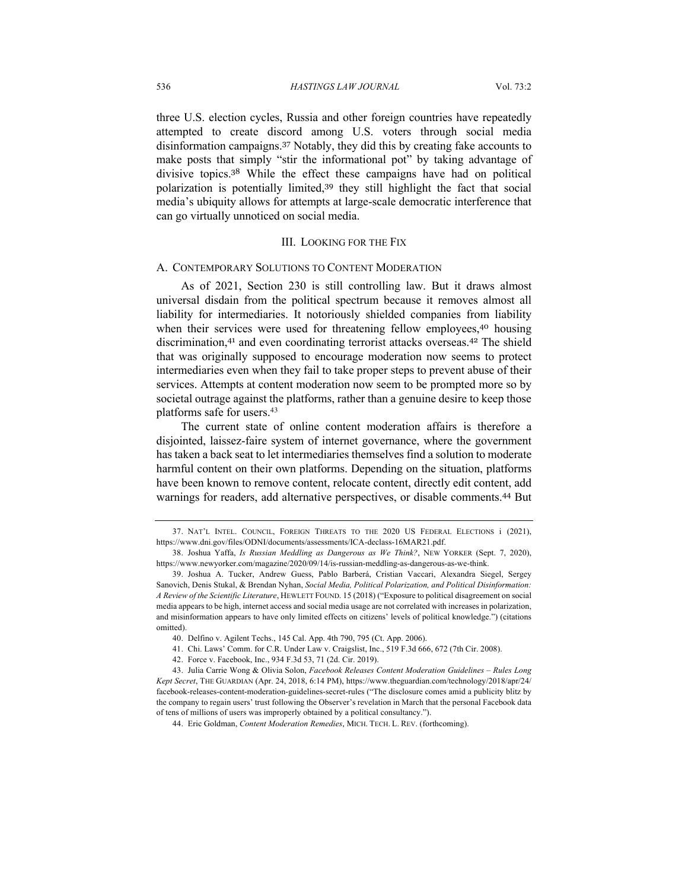three U.S. election cycles, Russia and other foreign countries have repeatedly attempted to create discord among U.S. voters through social media disinformation campaigns.[37] Notably, they did this by creating fake accounts to make posts that simply "stir the informational pot" by taking advantage of divisive topics.[38] While the effect these campaigns have had on political polarization is potentially limited,[39] they still highlight the fact that social media's ubiquity allows for attempts at large-scale democratic interference that can go virtually unnoticed on social media.

## III. LOOKING FOR THE FIX

### A. CONTEMPORARY SOLUTIONS TO CONTENT MODERATION

As of 2021, Section 230 is still controlling law. But it draws almost universal disdain from the political spectrum because it removes almost all liability for intermediaries. It notoriously shielded companies from liability when their services were used for threatening fellow employees,[40] housing discrimination,[41] and even coordinating terrorist attacks overseas.[42] The shield that was originally supposed to encourage moderation now seems to protect intermediaries even when they fail to take proper steps to prevent abuse of their services. Attempts at content moderation now seem to be prompted more so by societal outrage against the platforms, rather than a genuine desire to keep those platforms safe for users.[43]

The current state of online content moderation affairs is therefore a disjointed, laissez-faire system of internet governance, where the government has taken a back seat to let intermediaries themselves find a solution to moderate harmful content on their own platforms. Depending on the situation, platforms have been known to remove content, relocate content, directly edit content, add warnings for readers, add alternative perspectives, or disable comments.[44] But

---

37. NAT'L INTEL. COUNCIL, FOREIGN THREATS TO THE 2020 US FEDERAL ELECTIONS i (2021), https://www.dni.gov/files/ODNI/documents/assessments/ICA-declass-16MAR21.pdf.

38. Joshua Yaffa, *Is Russian Meddling as Dangerous as We Think?*, NEW YORKER (Sept. 7, 2020), https://www.newyorker.com/magazine/2020/09/14/is-russian-meddling-as-dangerous-as-we-think.

39. Joshua A. Tucker, Andrew Guess, Pablo Barberá, Cristian Vaccari, Alexandra Siegel, Sergey Sanovich, Denis Stukal, & Brendan Nyhan, *Social Media, Political Polarization, and Political Disinformation: A Review of the Scientific Literature*, HEWLETT FOUND. 15 (2018) ("Exposure to political disagreement on social media appears to be high, internet access and social media usage are not correlated with increases in polarization, and misinformation appears to have only limited effects on citizens' levels of political knowledge.") (citations omitted).

40. Delfino v. Agilent Techs., 145 Cal. App. 4th 790, 795 (Ct. App. 2006).

41. Chi. Laws' Comm. for C.R. Under Law v. Craigslist, Inc., 519 F.3d 666, 672 (7th Cir. 2008).

42. Force v. Facebook, Inc., 934 F.3d 53, 71 (2d. Cir. 2019).

43. Julia Carrie Wong & Olivia Solon, *Facebook Releases Content Moderation Guidelines – Rules Long Kept Secret*, THE GUARDIAN (Apr. 24, 2018, 6:14 PM), https://www.theguardian.com/technology/2018/apr/24/facebook-releases-content-moderation-guidelines-secret-rules ("The disclosure comes amid a publicity blitz by the company to regain users' trust following the Observer's revelation in March that the personal Facebook data of tens of millions of users was improperly obtained by a political consultancy.").

44. Eric Goldman, *Content Moderation Remedies*, MICH. TECH. L. REV. (forthcoming).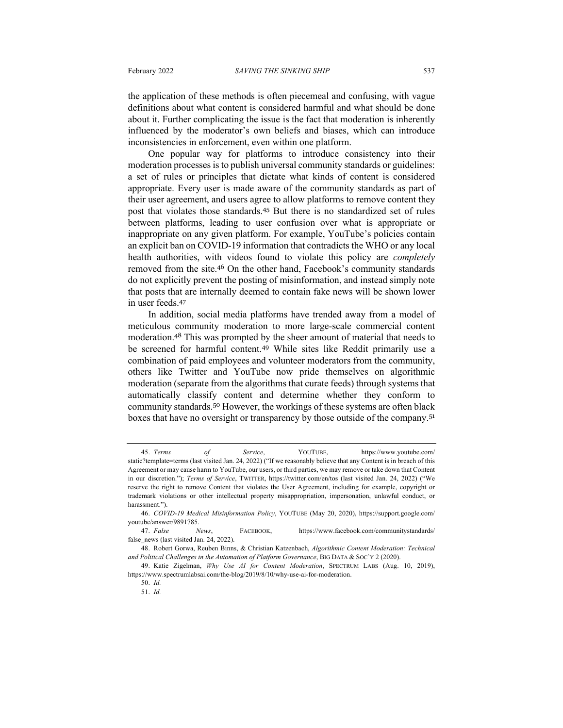the application of these methods is often piecemeal and confusing, with vague definitions about what content is considered harmful and what should be done about it. Further complicating the issue is the fact that moderation is inherently influenced by the moderator's own beliefs and biases, which can introduce inconsistencies in enforcement, even within one platform.

One popular way for platforms to introduce consistency into their moderation processes is to publish universal community standards or guidelines: a set of rules or principles that dictate what kinds of content is considered appropriate. Every user is made aware of the community standards as part of their user agreement, and users agree to allow platforms to remove content they post that violates those standards.[45] But there is no standardized set of rules between platforms, leading to user confusion over what is appropriate or inappropriate on any given platform. For example, YouTube's policies contain an explicit ban on COVID-19 information that contradicts the WHO or any local health authorities, with videos found to violate this policy are *completely* removed from the site.[46] On the other hand, Facebook's community standards do not explicitly prevent the posting of misinformation, and instead simply note that posts that are internally deemed to contain fake news will be shown lower in user feeds.[47]

In addition, social media platforms have trended away from a model of meticulous community moderation to more large-scale commercial content moderation.[48] This was prompted by the sheer amount of material that needs to be screened for harmful content.[49] While sites like Reddit primarily use a combination of paid employees and volunteer moderators from the community, others like Twitter and YouTube now pride themselves on algorithmic moderation (separate from the algorithms that curate feeds) through systems that automatically classify content and determine whether they conform to community standards.[50] However, the workings of these systems are often black boxes that have no oversight or transparency by those outside of the company.[51]

---

45. *Terms of Service*, YOUTUBE, https://www.youtube.com/static?template=terms (last visited Jan. 24, 2022) ("If we reasonably believe that any Content is in breach of this Agreement or may cause harm to YouTube, our users, or third parties, we may remove or take down that Content in our discretion."); *Terms of Service*, TWITTER, https://twitter.com/en/tos (last visited Jan. 24, 2022) ("We reserve the right to remove Content that violates the User Agreement, including for example, copyright or trademark violations or other intellectual property misappropriation, impersonation, unlawful conduct, or harassment.").

46. *COVID-19 Medical Misinformation Policy*, YOUTUBE (May 20, 2020), https://support.google.com/youtube/answer/9891785.

47. *False News*, FACEBOOK, https://www.facebook.com/communitystandards/false_news (last visited Jan. 24, 2022).

48. Robert Gorwa, Reuben Binns, & Christian Katzenbach, *Algorithmic Content Moderation: Technical and Political Challenges in the Automation of Platform Governance*, BIG DATA & SOC'Y 2 (2020).

49. Katie Zigelman, *Why Use AI for Content Moderation*, SPECTRUM LABS (Aug. 10, 2019), https://www.spectrumlabsai.com/the-blog/2019/8/10/why-use-ai-for-moderation.

50. *Id.*

51. *Id.*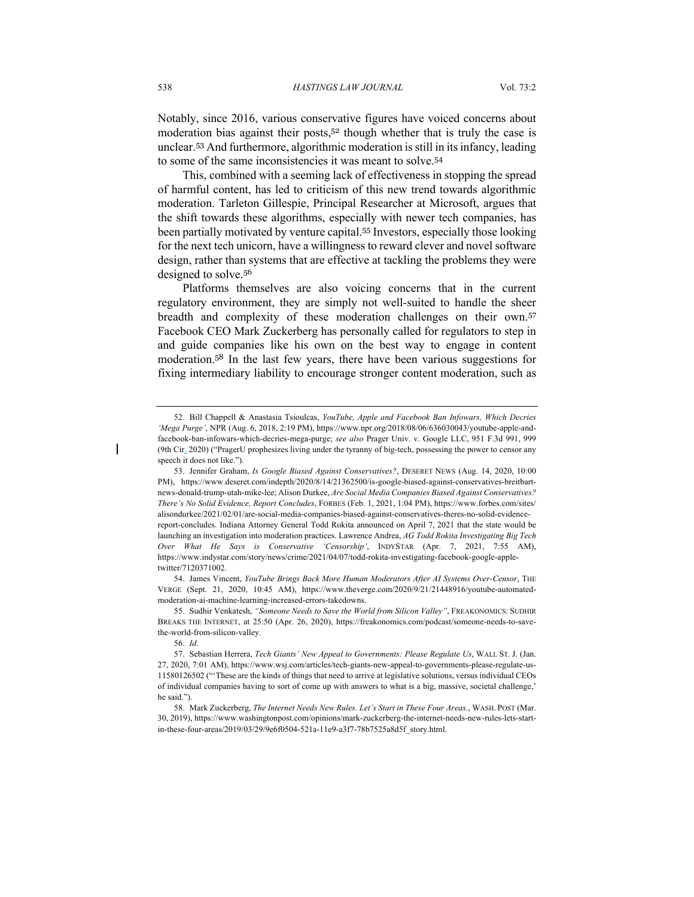Notably, since 2016, various conservative figures have voiced concerns about moderation bias against their posts,[52] though whether that is truly the case is unclear.[53] And furthermore, algorithmic moderation is still in its infancy, leading to some of the same inconsistencies it was meant to solve.[54]

This, combined with a seeming lack of effectiveness in stopping the spread of harmful content, has led to criticism of this new trend towards algorithmic moderation. Tarleton Gillespie, Principal Researcher at Microsoft, argues that the shift towards these algorithms, especially with newer tech companies, has been partially motivated by venture capital.[55] Investors, especially those looking for the next tech unicorn, have a willingness to reward clever and novel software design, rather than systems that are effective at tackling the problems they were designed to solve.[56]

Platforms themselves are also voicing concerns that in the current regulatory environment, they are simply not well-suited to handle the sheer breadth and complexity of these moderation challenges on their own.[57] Facebook CEO Mark Zuckerberg has personally called for regulators to step in and guide companies like his own on the best way to engage in content moderation.[58] In the last few years, there have been various suggestions for fixing intermediary liability to encourage stronger content moderation, such as

---

52. Bill Chappell & Anastasia Tsioulcas, *YouTube, Apple and Facebook Ban Infowars, Which Decries 'Mega Purge'*, NPR (Aug. 6, 2018, 2:19 PM), https://www.npr.org/2018/08/06/636030043/youtube-apple-and-facebook-ban-infowars-which-decries-mega-purge; *see also* Prager Univ. v. Google LLC, 951 F.3d 991, 999 (9th Cir. 2020) ("PragerU prophesizes living under the tyranny of big-tech, possessing the power to censor any speech it does not like.").

53. Jennifer Graham, *Is Google Biased Against Conservatives?*, DESERET NEWS (Aug. 14, 2020, 10:00 PM), https://www.deseret.com/indepth/2020/8/14/21362500/is-google-biased-against-conservatives-breitbart-news-donald-trump-utah-mike-lee; Alison Durkee, *Are Social Media Companies Biased Against Conservatives? There's No Solid Evidence, Report Concludes*, FORBES (Feb. 1, 2021, 1:04 PM), https://www.forbes.com/sites/alisondurkee/2021/02/01/are-social-media-companies-biased-against-conservatives-theres-no-solid-evidence-report-concludes. Indiana Attorney General Todd Rokita announced on April 7, 2021 that the state would be launching an investigation into moderation practices. Lawrence Andrea, *AG Todd Rokita Investigating Big Tech Over What He Says is Conservative 'Censorship'*, INDYSTAR (Apr. 7, 2021, 7:55 AM), https://www.indystar.com/story/news/crime/2021/04/07/todd-rokita-investigating-facebook-google-apple-twitter/7120371002.

54. James Vincent, *YouTube Brings Back More Human Moderators After AI Systems Over-Censor*, THE VERGE (Sept. 21, 2020, 10:45 AM), https://www.theverge.com/2020/9/21/21448916/youtube-automated-moderation-ai-machine-learning-increased-errors-takedowns.

55. Sudhir Venkatesh, *"Someone Needs to Save the World from Silicon Valley"*, FREAKONOMICS: SUDHIR BREAKS THE INTERNET, at 25:50 (Apr. 26, 2020), https://freakonomics.com/podcast/someone-needs-to-save-the-world-from-silicon-valley.

56. *Id.*

57. Sebastian Herrera, *Tech Giants' New Appeal to Governments: Please Regulate Us*, WALL ST. J. (Jan. 27, 2020, 7:01 AM), https://www.wsj.com/articles/tech-giants-new-appeal-to-governments-please-regulate-us-11580126502 ("'These are the kinds of things that need to arrive at legislative solutions, versus individual CEOs of individual companies having to sort of come up with answers to what is a big, massive, societal challenge,' he said.").

58. Mark Zuckerberg, *The Internet Needs New Rules. Let's Start in These Four Areas.*, WASH. POST (Mar. 30, 2019), https://www.washingtonpost.com/opinions/mark-zuckerberg-the-internet-needs-new-rules-lets-start-in-these-four-areas/2019/03/29/9e6f0504-521a-11e9-a3f7-78b7525a8d5f_story.html.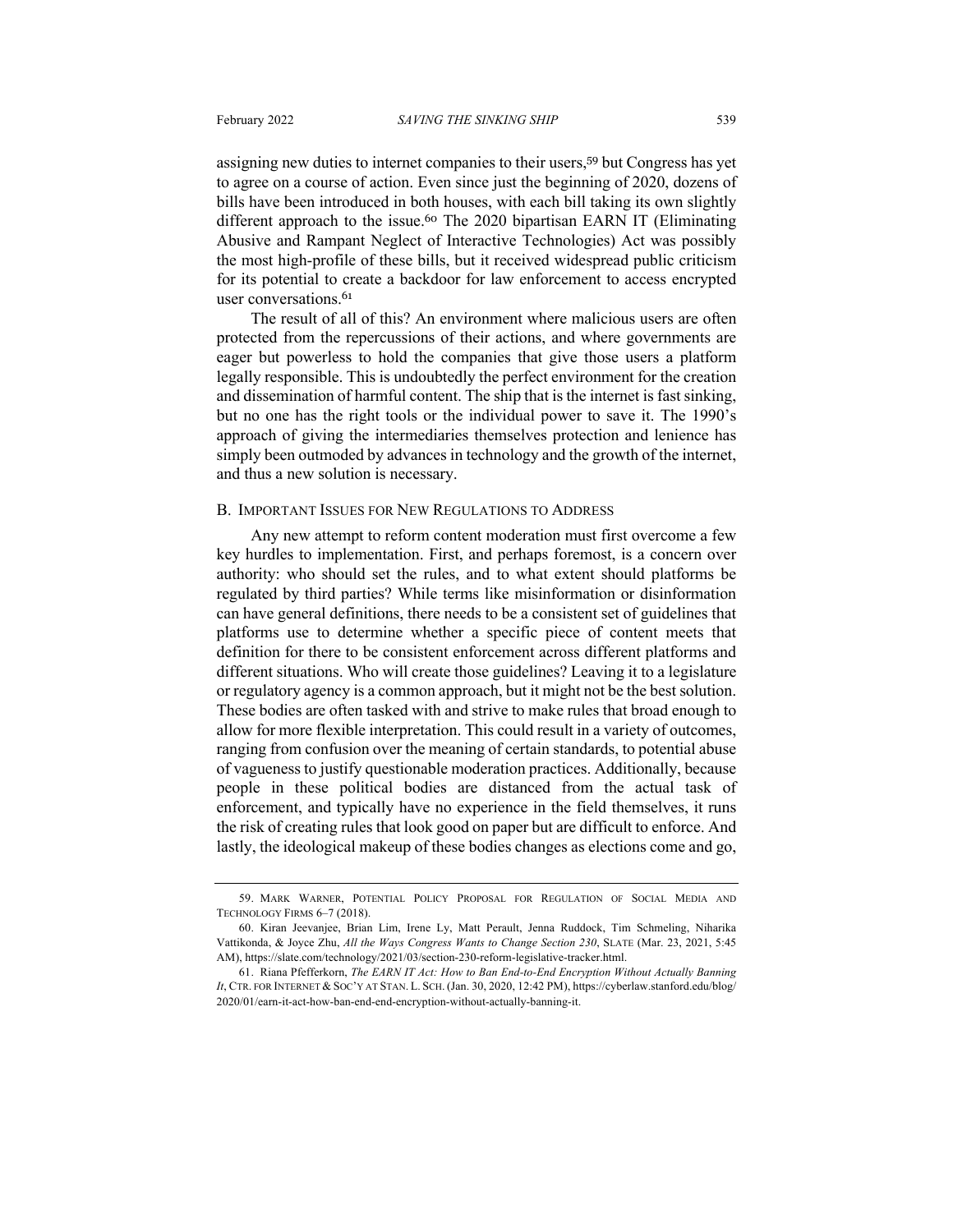assigning new duties to internet companies to their users,[59] but Congress has yet to agree on a course of action. Even since just the beginning of 2020, dozens of bills have been introduced in both houses, with each bill taking its own slightly different approach to the issue.[60] The 2020 bipartisan EARN IT (Eliminating Abusive and Rampant Neglect of Interactive Technologies) Act was possibly the most high-profile of these bills, but it received widespread public criticism for its potential to create a backdoor for law enforcement to access encrypted user conversations.[61]

The result of all of this? An environment where malicious users are often protected from the repercussions of their actions, and where governments are eager but powerless to hold the companies that give those users a platform legally responsible. This is undoubtedly the perfect environment for the creation and dissemination of harmful content. The ship that is the internet is fast sinking, but no one has the right tools or the individual power to save it. The 1990's approach of giving the intermediaries themselves protection and lenience has simply been outmoded by advances in technology and the growth of the internet, and thus a new solution is necessary.

### B. Important Issues for New Regulations to Address

Any new attempt to reform content moderation must first overcome a few key hurdles to implementation. First, and perhaps foremost, is a concern over authority: who should set the rules, and to what extent should platforms be regulated by third parties? While terms like misinformation or disinformation can have general definitions, there needs to be a consistent set of guidelines that platforms use to determine whether a specific piece of content meets that definition for there to be consistent enforcement across different platforms and different situations. Who will create those guidelines? Leaving it to a legislature or regulatory agency is a common approach, but it might not be the best solution. These bodies are often tasked with and strive to make rules that broad enough to allow for more flexible interpretation. This could result in a variety of outcomes, ranging from confusion over the meaning of certain standards, to potential abuse of vagueness to justify questionable moderation practices. Additionally, because people in these political bodies are distanced from the actual task of enforcement, and typically have no experience in the field themselves, it runs the risk of creating rules that look good on paper but are difficult to enforce. And lastly, the ideological makeup of these bodies changes as elections come and go,

---

59. Mark Warner, Potential Policy Proposal for Regulation of Social Media and Technology Firms 6–7 (2018).

60. Kiran Jeevanjee, Brian Lim, Irene Ly, Matt Perault, Jenna Ruddock, Tim Schmeling, Niharika Vattikonda, & Joyce Zhu, *All the Ways Congress Wants to Change Section 230*, Slate (Mar. 23, 2021, 5:45 AM), https://slate.com/technology/2021/03/section-230-reform-legislative-tracker.html.

61. Riana Pfefferkorn, *The EARN IT Act: How to Ban End-to-End Encryption Without Actually Banning It*, Ctr. for Internet & Soc'y at Stan. L. Sch. (Jan. 30, 2020, 12:42 PM), https://cyberlaw.stanford.edu/blog/2020/01/earn-it-act-how-ban-end-end-encryption-without-actually-banning-it.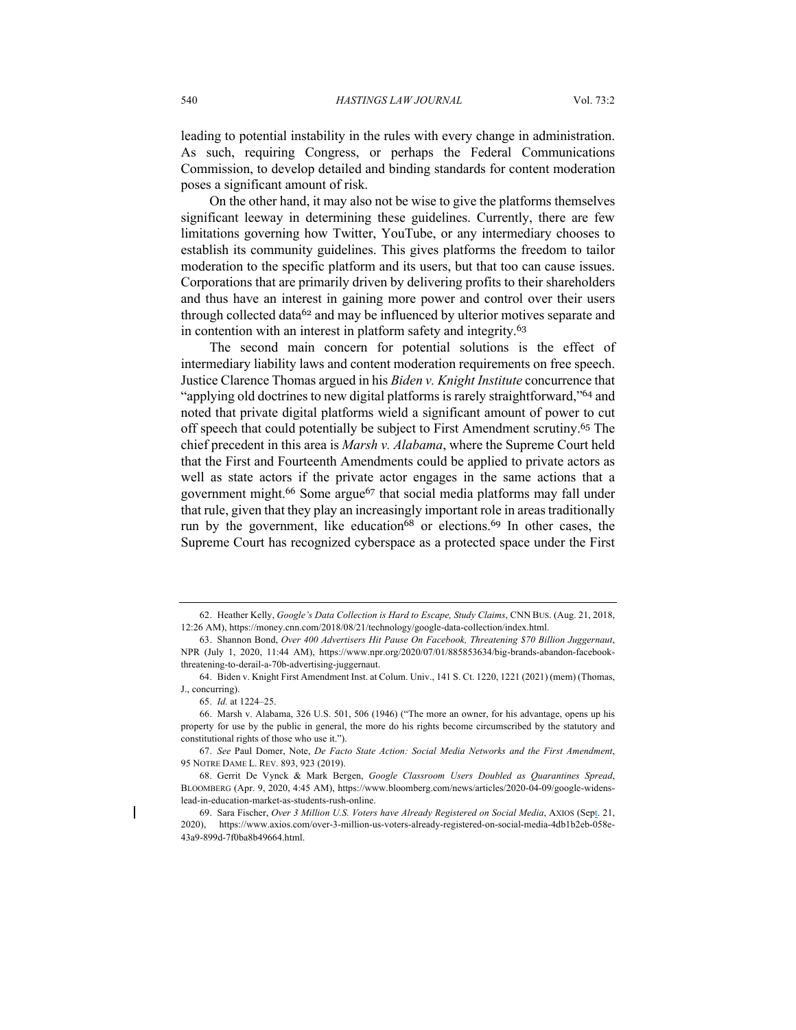leading to potential instability in the rules with every change in administration. As such, requiring Congress, or perhaps the Federal Communications Commission, to develop detailed and binding standards for content moderation poses a significant amount of risk.

On the other hand, it may also not be wise to give the platforms themselves significant leeway in determining these guidelines. Currently, there are few limitations governing how Twitter, YouTube, or any intermediary chooses to establish its community guidelines. This gives platforms the freedom to tailor moderation to the specific platform and its users, but that too can cause issues. Corporations that are primarily driven by delivering profits to their shareholders and thus have an interest in gaining more power and control over their users through collected data[62] and may be influenced by ulterior motives separate and in contention with an interest in platform safety and integrity.[63]

The second main concern for potential solutions is the effect of intermediary liability laws and content moderation requirements on free speech. Justice Clarence Thomas argued in his *Biden v. Knight Institute* concurrence that "applying old doctrines to new digital platforms is rarely straightforward,"[64] and noted that private digital platforms wield a significant amount of power to cut off speech that could potentially be subject to First Amendment scrutiny.[65] The chief precedent in this area is *Marsh v. Alabama*, where the Supreme Court held that the First and Fourteenth Amendments could be applied to private actors as well as state actors if the private actor engages in the same actions that a government might.[66] Some argue[67] that social media platforms may fall under that rule, given that they play an increasingly important role in areas traditionally run by the government, like education[68] or elections.[69] In other cases, the Supreme Court has recognized cyberspace as a protected space under the First

---

62. Heather Kelly, *Google's Data Collection is Hard to Escape, Study Claims*, CNN BUS. (Aug. 21, 2018, 12:26 AM), https://money.cnn.com/2018/08/21/technology/google-data-collection/index.html.

63. Shannon Bond, *Over 400 Advertisers Hit Pause On Facebook, Threatening $70 Billion Juggernaut*, NPR (July 1, 2020, 11:44 AM), https://www.npr.org/2020/07/01/885853634/big-brands-abandon-facebook-threatening-to-derail-a-70b-advertising-juggernaut.

64. Biden v. Knight First Amendment Inst. at Colum. Univ., 141 S. Ct. 1220, 1221 (2021) (mem) (Thomas, J., concurring).

65. *Id.* at 1224–25.

66. Marsh v. Alabama, 326 U.S. 501, 506 (1946) ("The more an owner, for his advantage, opens up his property for use by the public in general, the more do his rights become circumscribed by the statutory and constitutional rights of those who use it.").

67. *See* Paul Domer, Note, *De Facto State Action: Social Media Networks and the First Amendment*, 95 NOTRE DAME L. REV. 893, 923 (2019).

68. Gerrit De Vynck & Mark Bergen, *Google Classroom Users Doubled as Quarantines Spread*, BLOOMBERG (Apr. 9, 2020, 4:45 AM), https://www.bloomberg.com/news/articles/2020-04-09/google-widens-lead-in-education-market-as-students-rush-online.

69. Sara Fischer, *Over 3 Million U.S. Voters have Already Registered on Social Media*, AXIOS (Sept. 21, 2020), https://www.axios.com/over-3-million-us-voters-already-registered-on-social-media-4db1b2eb-058e-43a9-899d-7f0ba8b49664.html.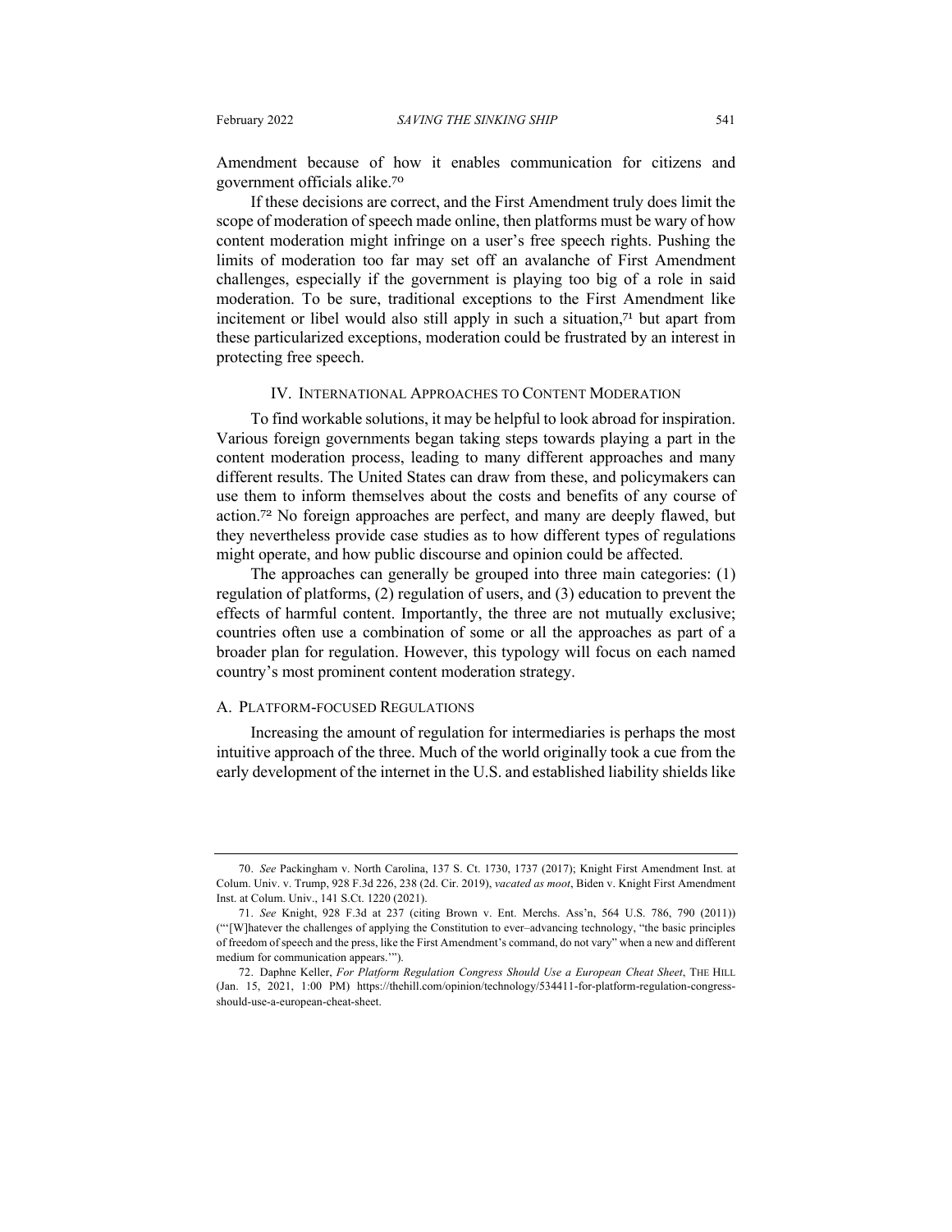Amendment because of how it enables communication for citizens and government officials alike.[70]

If these decisions are correct, and the First Amendment truly does limit the scope of moderation of speech made online, then platforms must be wary of how content moderation might infringe on a user's free speech rights. Pushing the limits of moderation too far may set off an avalanche of First Amendment challenges, especially if the government is playing too big of a role in said moderation. To be sure, traditional exceptions to the First Amendment like incitement or libel would also still apply in such a situation,[71] but apart from these particularized exceptions, moderation could be frustrated by an interest in protecting free speech.

## IV. INTERNATIONAL APPROACHES TO CONTENT MODERATION

To find workable solutions, it may be helpful to look abroad for inspiration. Various foreign governments began taking steps towards playing a part in the content moderation process, leading to many different approaches and many different results. The United States can draw from these, and policymakers can use them to inform themselves about the costs and benefits of any course of action.[72] No foreign approaches are perfect, and many are deeply flawed, but they nevertheless provide case studies as to how different types of regulations might operate, and how public discourse and opinion could be affected.

The approaches can generally be grouped into three main categories: (1) regulation of platforms, (2) regulation of users, and (3) education to prevent the effects of harmful content. Importantly, the three are not mutually exclusive; countries often use a combination of some or all the approaches as part of a broader plan for regulation. However, this typology will focus on each named country's most prominent content moderation strategy.

### A. PLATFORM-FOCUSED REGULATIONS

Increasing the amount of regulation for intermediaries is perhaps the most intuitive approach of the three. Much of the world originally took a cue from the early development of the internet in the U.S. and established liability shields like

---

70. *See* Packingham v. North Carolina, 137 S. Ct. 1730, 1737 (2017); Knight First Amendment Inst. at Colum. Univ. v. Trump, 928 F.3d 226, 238 (2d. Cir. 2019), *vacated as moot*, Biden v. Knight First Amendment Inst. at Colum. Univ., 141 S.Ct. 1220 (2021).

71. *See* Knight, 928 F.3d at 237 (citing Brown v. Ent. Merchs. Ass'n, 564 U.S. 786, 790 (2011)) ("'[W]hatever the challenges of applying the Constitution to ever–advancing technology, "the basic principles of freedom of speech and the press, like the First Amendment's command, do not vary" when a new and different medium for communication appears.'").

72. Daphne Keller, *For Platform Regulation Congress Should Use a European Cheat Sheet*, THE HILL (Jan. 15, 2021, 1:00 PM) https://thehill.com/opinion/technology/534411-for-platform-regulation-congress-should-use-a-european-cheat-sheet.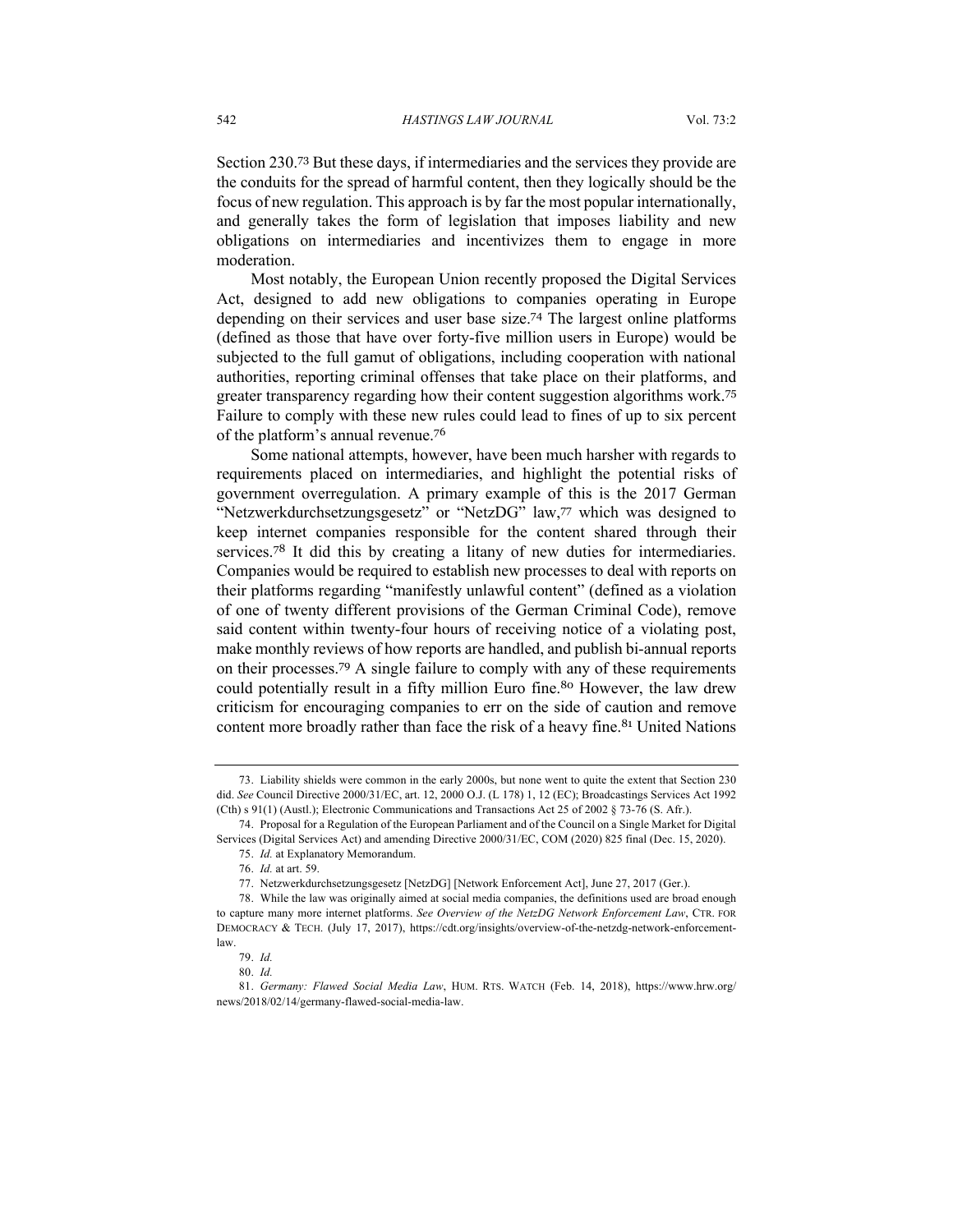Section 230.[73] But these days, if intermediaries and the services they provide are the conduits for the spread of harmful content, then they logically should be the focus of new regulation. This approach is by far the most popular internationally, and generally takes the form of legislation that imposes liability and new obligations on intermediaries and incentivizes them to engage in more moderation.

Most notably, the European Union recently proposed the Digital Services Act, designed to add new obligations to companies operating in Europe depending on their services and user base size.[74] The largest online platforms (defined as those that have over forty-five million users in Europe) would be subjected to the full gamut of obligations, including cooperation with national authorities, reporting criminal offenses that take place on their platforms, and greater transparency regarding how their content suggestion algorithms work.[75] Failure to comply with these new rules could lead to fines of up to six percent of the platform's annual revenue.[76]

Some national attempts, however, have been much harsher with regards to requirements placed on intermediaries, and highlight the potential risks of government overregulation. A primary example of this is the 2017 German "Netzwerkdurchsetzungsgesetz" or "NetzDG" law,[77] which was designed to keep internet companies responsible for the content shared through their services.[78] It did this by creating a litany of new duties for intermediaries. Companies would be required to establish new processes to deal with reports on their platforms regarding "manifestly unlawful content" (defined as a violation of one of twenty different provisions of the German Criminal Code), remove said content within twenty-four hours of receiving notice of a violating post, make monthly reviews of how reports are handled, and publish bi-annual reports on their processes.[79] A single failure to comply with any of these requirements could potentially result in a fifty million Euro fine.[80] However, the law drew criticism for encouraging companies to err on the side of caution and remove content more broadly rather than face the risk of a heavy fine.[81] United Nations

---

73. Liability shields were common in the early 2000s, but none went to quite the extent that Section 230 did. *See* Council Directive 2000/31/EC, art. 12, 2000 O.J. (L 178) 1, 12 (EC); Broadcastings Services Act 1992 (Cth) s 91(1) (Austl.); Electronic Communications and Transactions Act 25 of 2002 § 73-76 (S. Afr.).

74. Proposal for a Regulation of the European Parliament and of the Council on a Single Market for Digital Services (Digital Services Act) and amending Directive 2000/31/EC, COM (2020) 825 final (Dec. 15, 2020).

75. *Id.* at Explanatory Memorandum.

76. *Id.* at art. 59.

77. Netzwerkdurchsetzungsgesetz [NetzDG] [Network Enforcement Act], June 27, 2017 (Ger.).

78. While the law was originally aimed at social media companies, the definitions used are broad enough to capture many more internet platforms. *See Overview of the NetzDG Network Enforcement Law*, CTR. FOR DEMOCRACY & TECH. (July 17, 2017), https://cdt.org/insights/overview-of-the-netzdg-network-enforcement-law.

79. *Id.*

80. *Id.*

81. *Germany: Flawed Social Media Law*, HUM. RTS. WATCH (Feb. 14, 2018), https://www.hrw.org/news/2018/02/14/germany-flawed-social-media-law.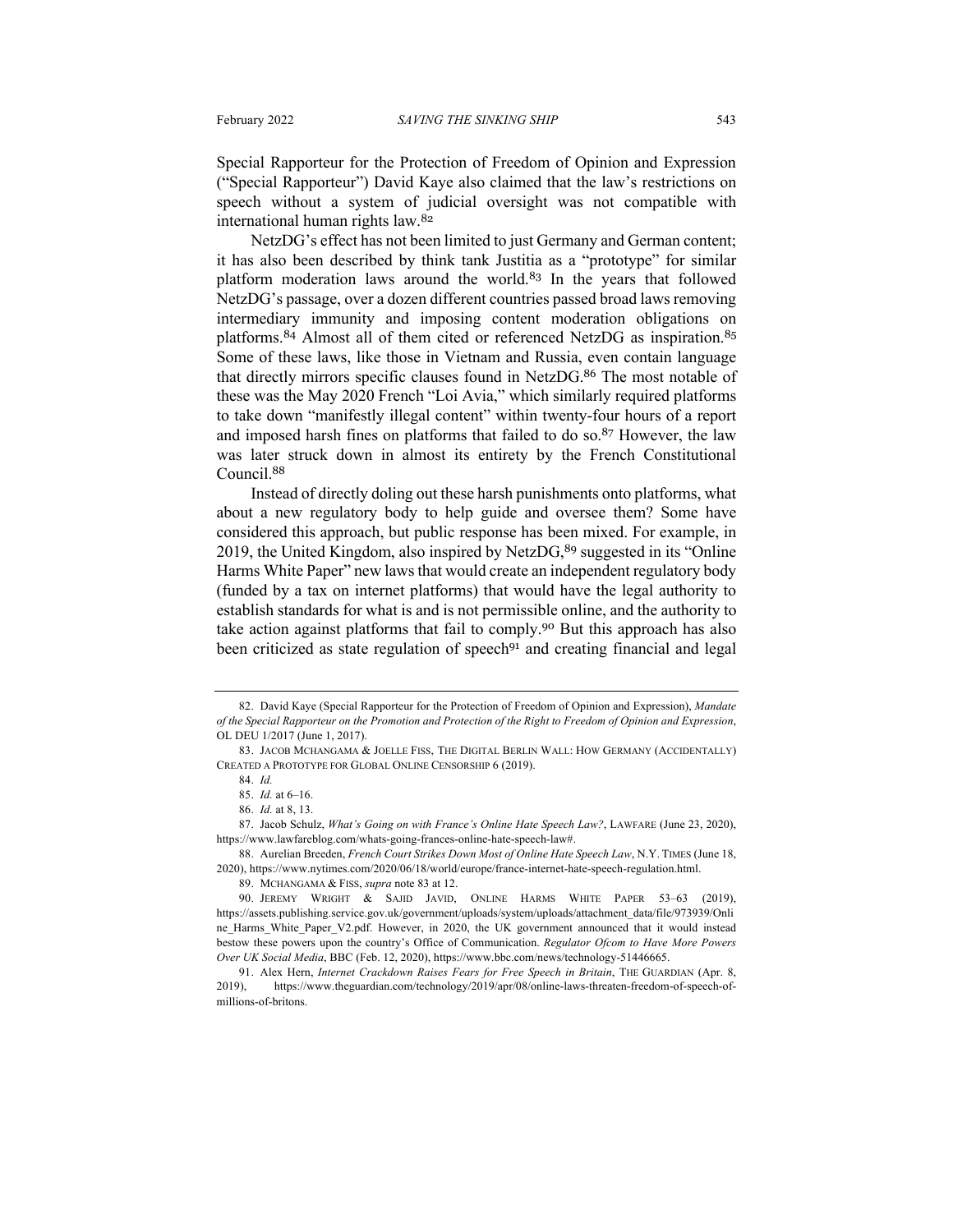Special Rapporteur for the Protection of Freedom of Opinion and Expression ("Special Rapporteur") David Kaye also claimed that the law's restrictions on speech without a system of judicial oversight was not compatible with international human rights law.[82]

NetzDG's effect has not been limited to just Germany and German content; it has also been described by think tank Justitia as a "prototype" for similar platform moderation laws around the world.[83] In the years that followed NetzDG's passage, over a dozen different countries passed broad laws removing intermediary immunity and imposing content moderation obligations on platforms.[84] Almost all of them cited or referenced NetzDG as inspiration.[85] Some of these laws, like those in Vietnam and Russia, even contain language that directly mirrors specific clauses found in NetzDG.[86] The most notable of these was the May 2020 French "Loi Avia," which similarly required platforms to take down "manifestly illegal content" within twenty-four hours of a report and imposed harsh fines on platforms that failed to do so.[87] However, the law was later struck down in almost its entirety by the French Constitutional Council.[88]

Instead of directly doling out these harsh punishments onto platforms, what about a new regulatory body to help guide and oversee them? Some have considered this approach, but public response has been mixed. For example, in 2019, the United Kingdom, also inspired by NetzDG,[89] suggested in its "Online Harms White Paper" new laws that would create an independent regulatory body (funded by a tax on internet platforms) that would have the legal authority to establish standards for what is and is not permissible online, and the authority to take action against platforms that fail to comply.[90] But this approach has also been criticized as state regulation of speech[91] and creating financial and legal

---

82. David Kaye (Special Rapporteur for the Protection of Freedom of Opinion and Expression), *Mandate of the Special Rapporteur on the Promotion and Protection of the Right to Freedom of Opinion and Expression*, OL DEU 1/2017 (June 1, 2017).

83. JACOB MCHANGAMA & JOELLE FISS, THE DIGITAL BERLIN WALL: HOW GERMANY (ACCIDENTALLY) CREATED A PROTOTYPE FOR GLOBAL ONLINE CENSORSHIP 6 (2019).

84. *Id.*

85. *Id.* at 6–16.

86. *Id.* at 8, 13.

87. Jacob Schulz, *What's Going on with France's Online Hate Speech Law?*, LAWFARE (June 23, 2020), https://www.lawfareblog.com/whats-going-frances-online-hate-speech-law#.

88. Aurelian Breeden, *French Court Strikes Down Most of Online Hate Speech Law*, N.Y. TIMES (June 18, 2020), https://www.nytimes.com/2020/06/18/world/europe/france-internet-hate-speech-regulation.html.

89. MCHANGAMA & FISS, *supra* note 83 at 12.

90. JEREMY WRIGHT & SAJID JAVID, ONLINE HARMS WHITE PAPER 53–63 (2019), https://assets.publishing.service.gov.uk/government/uploads/system/uploads/attachment_data/file/973939/Online_Harms_White_Paper_V2.pdf. However, in 2020, the UK government announced that it would instead bestow these powers upon the country's Office of Communication. *Regulator Ofcom to Have More Powers Over UK Social Media*, BBC (Feb. 12, 2020), https://www.bbc.com/news/technology-51446665.

91. Alex Hern, *Internet Crackdown Raises Fears for Free Speech in Britain*, THE GUARDIAN (Apr. 8, 2019), https://www.theguardian.com/technology/2019/apr/08/online-laws-threaten-freedom-of-speech-of-millions-of-britons.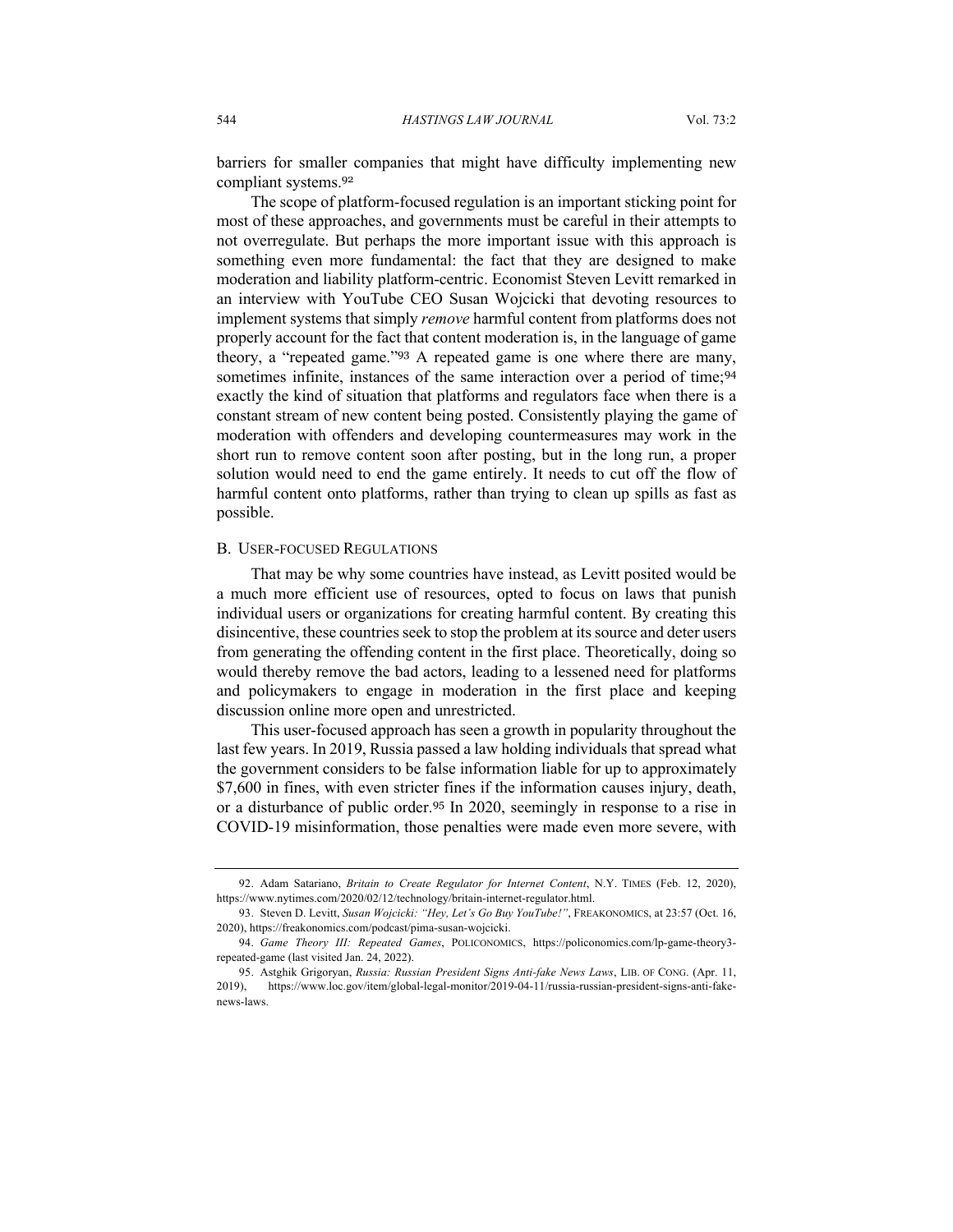barriers for smaller companies that might have difficulty implementing new compliant systems.[92]

The scope of platform-focused regulation is an important sticking point for most of these approaches, and governments must be careful in their attempts to not overregulate. But perhaps the more important issue with this approach is something even more fundamental: the fact that they are designed to make moderation and liability platform-centric. Economist Steven Levitt remarked in an interview with YouTube CEO Susan Wojcicki that devoting resources to implement systems that simply *remove* harmful content from platforms does not properly account for the fact that content moderation is, in the language of game theory, a "repeated game."[93] A repeated game is one where there are many, sometimes infinite, instances of the same interaction over a period of time;[94] exactly the kind of situation that platforms and regulators face when there is a constant stream of new content being posted. Consistently playing the game of moderation with offenders and developing countermeasures may work in the short run to remove content soon after posting, but in the long run, a proper solution would need to end the game entirely. It needs to cut off the flow of harmful content onto platforms, rather than trying to clean up spills as fast as possible.

## B. User-focused Regulations

That may be why some countries have instead, as Levitt posited would be a much more efficient use of resources, opted to focus on laws that punish individual users or organizations for creating harmful content. By creating this disincentive, these countries seek to stop the problem at its source and deter users from generating the offending content in the first place. Theoretically, doing so would thereby remove the bad actors, leading to a lessened need for platforms and policymakers to engage in moderation in the first place and keeping discussion online more open and unrestricted.

This user-focused approach has seen a growth in popularity throughout the last few years. In 2019, Russia passed a law holding individuals that spread what the government considers to be false information liable for up to approximately $7,600 in fines, with even stricter fines if the information causes injury, death, or a disturbance of public order.[95] In 2020, seemingly in response to a rise in COVID-19 misinformation, those penalties were made even more severe, with

---

92. Adam Satariano, *Britain to Create Regulator for Internet Content*, N.Y. TIMES (Feb. 12, 2020), https://www.nytimes.com/2020/02/12/technology/britain-internet-regulator.html.

93. Steven D. Levitt, *Susan Wojcicki: "Hey, Let's Go Buy YouTube!"*, FREAKONOMICS, at 23:57 (Oct. 16, 2020), https://freakonomics.com/podcast/pima-susan-wojcicki.

94. *Game Theory III: Repeated Games*, POLICONOMICS, https://policonomics.com/lp-game-theory3-repeated-game (last visited Jan. 24, 2022).

95. Astghik Grigoryan, *Russia: Russian President Signs Anti-fake News Laws*, LIB. OF CONG. (Apr. 11, 2019), https://www.loc.gov/item/global-legal-monitor/2019-04-11/russia-russian-president-signs-anti-fake-news-laws.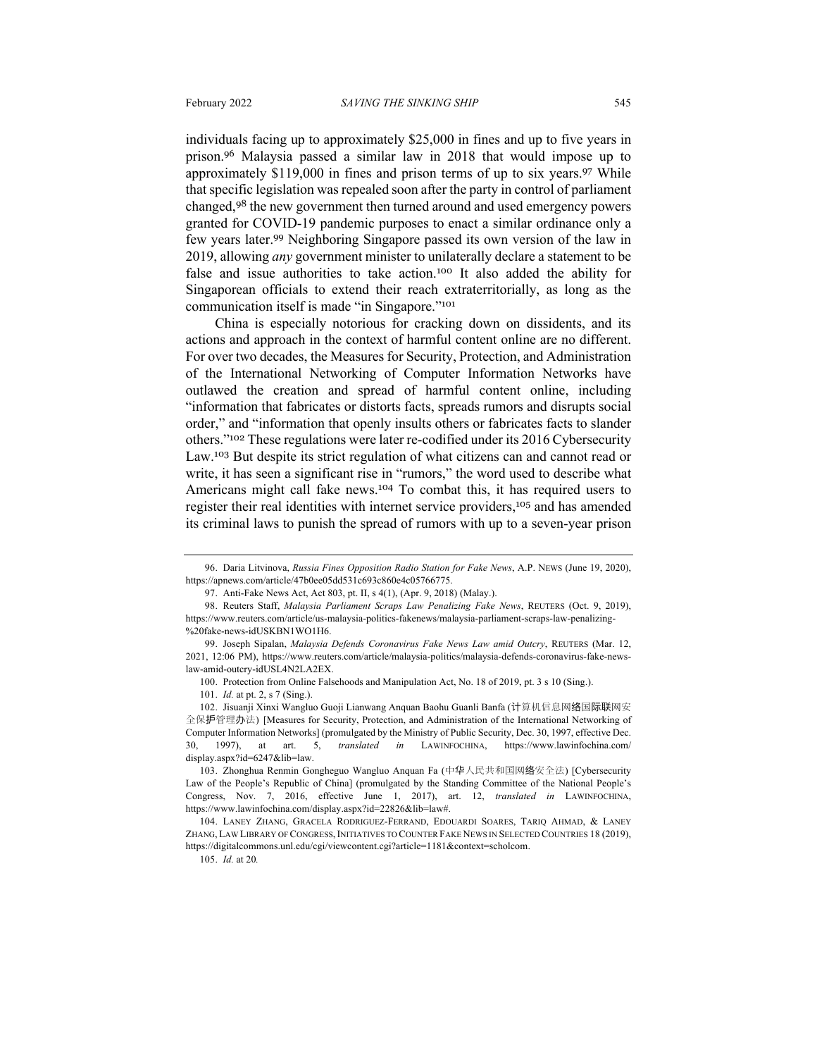individuals facing up to approximately $25,000 in fines and up to five years in prison.[96] Malaysia passed a similar law in 2018 that would impose up to approximately $119,000 in fines and prison terms of up to six years.[97] While that specific legislation was repealed soon after the party in control of parliament changed,[98] the new government then turned around and used emergency powers granted for COVID-19 pandemic purposes to enact a similar ordinance only a few years later.[99] Neighboring Singapore passed its own version of the law in 2019, allowing *any* government minister to unilaterally declare a statement to be false and issue authorities to take action.[100] It also added the ability for Singaporean officials to extend their reach extraterritorially, as long as the communication itself is made "in Singapore."[101]

China is especially notorious for cracking down on dissidents, and its actions and approach in the context of harmful content online are no different. For over two decades, the Measures for Security, Protection, and Administration of the International Networking of Computer Information Networks have outlawed the creation and spread of harmful content online, including "information that fabricates or distorts facts, spreads rumors and disrupts social order," and "information that openly insults others or fabricates facts to slander others."[102] These regulations were later re-codified under its 2016 Cybersecurity Law.[103] But despite its strict regulation of what citizens can and cannot read or write, it has seen a significant rise in "rumors," the word used to describe what Americans might call fake news.[104] To combat this, it has required users to register their real identities with internet service providers,[105] and has amended its criminal laws to punish the spread of rumors with up to a seven-year prison

---

96. Daria Litvinova, *Russia Fines Opposition Radio Station for Fake News*, A.P. NEWS (June 19, 2020), https://apnews.com/article/47b0ee05dd531c693c860e4c05766775.

97. Anti-Fake News Act, Act 803, pt. II, s 4(1), (Apr. 9, 2018) (Malay.).

98. Reuters Staff, *Malaysia Parliament Scraps Law Penalizing Fake News*, REUTERS (Oct. 9, 2019), https://www.reuters.com/article/us-malaysia-politics-fakenews/malaysia-parliament-scraps-law-penalizing-%20fake-news-idUSKBN1WO1H6.

99. Joseph Sipalan, *Malaysia Defends Coronavirus Fake News Law amid Outcry*, REUTERS (Mar. 12, 2021, 12:06 PM), https://www.reuters.com/article/malaysia-politics/malaysia-defends-coronavirus-fake-news-law-amid-outcry-idUSL4N2LA2EX.

100. Protection from Online Falsehoods and Manipulation Act, No. 18 of 2019, pt. 3 s 10 (Sing.).

101. *Id.* at pt. 2, s 7 (Sing.).

102. Jisuanji Xinxi Wangluo Guoji Lianwang Anquan Baohu Guanli Banfa (计算机信息网络国际联网安全保护管理办法) [Measures for Security, Protection, and Administration of the International Networking of Computer Information Networks] (promulgated by the Ministry of Public Security, Dec. 30, 1997, effective Dec. 30, 1997), at art. 5, *translated in* LAWINFOCHINA, https://www.lawinfochina.com/display.aspx?id=6247&lib=law.

103. Zhonghua Renmin Gongheguo Wangluo Anquan Fa (中华人民共和国网络安全法) [Cybersecurity Law of the People's Republic of China] (promulgated by the Standing Committee of the National People's Congress, Nov. 7, 2016, effective June 1, 2017), art. 12, *translated in* LAWINFOCHINA, https://www.lawinfochina.com/display.aspx?id=22826&lib=law#.

104. LANEY ZHANG, GRACELA RODRIGUEZ-FERRAND, EDOUARDI SOARES, TARIQ AHMAD, & LANEY ZHANG, LAW LIBRARY OF CONGRESS, INITIATIVES TO COUNTER FAKE NEWS IN SELECTED COUNTRIES 18 (2019), https://digitalcommons.unl.edu/cgi/viewcontent.cgi?article=1181&context=scholcom.

105. *Id.* at 20*.*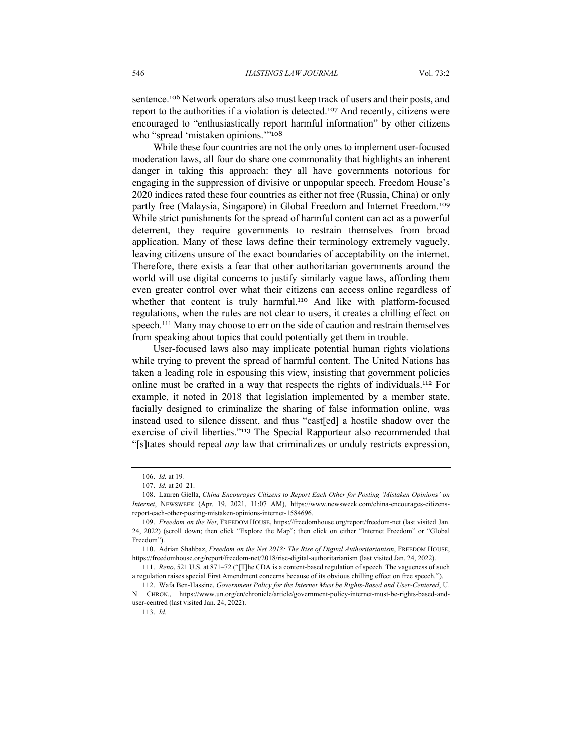sentence.[106] Network operators also must keep track of users and their posts, and report to the authorities if a violation is detected.[107] And recently, citizens were encouraged to "enthusiastically report harmful information" by other citizens who "spread 'mistaken opinions.'"[108]

While these four countries are not the only ones to implement user-focused moderation laws, all four do share one commonality that highlights an inherent danger in taking this approach: they all have governments notorious for engaging in the suppression of divisive or unpopular speech. Freedom House's 2020 indices rated these four countries as either not free (Russia, China) or only partly free (Malaysia, Singapore) in Global Freedom and Internet Freedom.[109] While strict punishments for the spread of harmful content can act as a powerful deterrent, they require governments to restrain themselves from broad application. Many of these laws define their terminology extremely vaguely, leaving citizens unsure of the exact boundaries of acceptability on the internet. Therefore, there exists a fear that other authoritarian governments around the world will use digital concerns to justify similarly vague laws, affording them even greater control over what their citizens can access online regardless of whether that content is truly harmful.[110] And like with platform-focused regulations, when the rules are not clear to users, it creates a chilling effect on speech.[111] Many may choose to err on the side of caution and restrain themselves from speaking about topics that could potentially get them in trouble.

User-focused laws also may implicate potential human rights violations while trying to prevent the spread of harmful content. The United Nations has taken a leading role in espousing this view, insisting that government policies online must be crafted in a way that respects the rights of individuals.[112] For example, it noted in 2018 that legislation implemented by a member state, facially designed to criminalize the sharing of false information online, was instead used to silence dissent, and thus "cast[ed] a hostile shadow over the exercise of civil liberties."[113] The Special Rapporteur also recommended that "[s]tates should repeal *any* law that criminalizes or unduly restricts expression,

---

106. *Id.* at 19.

107. *Id.* at 20–21.

108. Lauren Giella, *China Encourages Citizens to Report Each Other for Posting 'Mistaken Opinions' on Internet*, NEWSWEEK (Apr. 19, 2021, 11:07 AM), https://www.newsweek.com/china-encourages-citizens-report-each-other-posting-mistaken-opinions-internet-1584696.

109. *Freedom on the Net*, FREEDOM HOUSE, https://freedomhouse.org/report/freedom-net (last visited Jan. 24, 2022) (scroll down; then click "Explore the Map"; then click on either "Internet Freedom" or "Global Freedom").

110. Adrian Shahbaz, *Freedom on the Net 2018: The Rise of Digital Authoritarianism*, FREEDOM HOUSE, https://freedomhouse.org/report/freedom-net/2018/rise-digital-authoritarianism (last visited Jan. 24, 2022).

111. *Reno*, 521 U.S. at 871–72 ("[T]he CDA is a content-based regulation of speech. The vagueness of such a regulation raises special First Amendment concerns because of its obvious chilling effect on free speech.").

112. Wafa Ben-Hassine, *Government Policy for the Internet Must be Rights-Based and User-Centered*, U.N. CHRON., https://www.un.org/en/chronicle/article/government-policy-internet-must-be-rights-based-and-user-centred (last visited Jan. 24, 2022).

113. *Id.*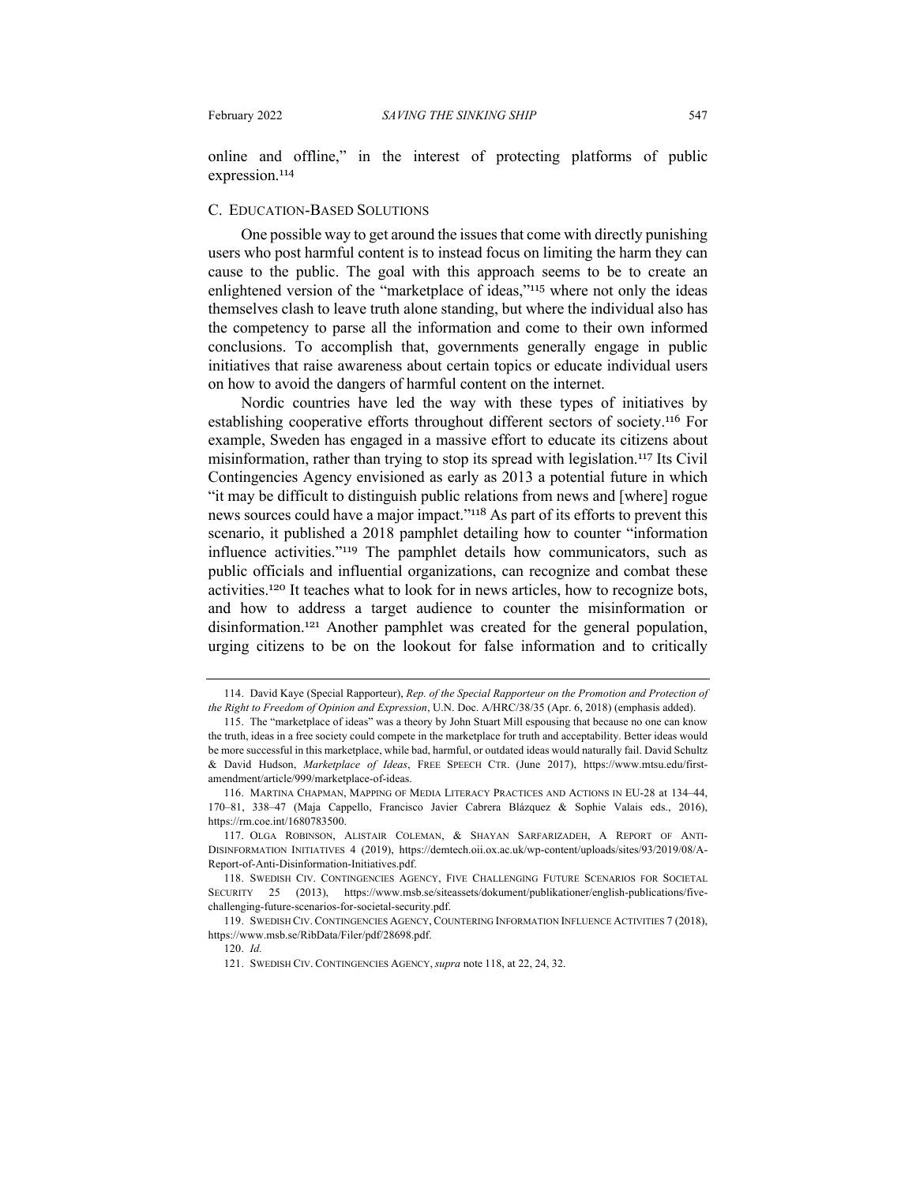online and offline," in the interest of protecting platforms of public expression.[114]

### C. Education-Based Solutions

One possible way to get around the issues that come with directly punishing users who post harmful content is to instead focus on limiting the harm they can cause to the public. The goal with this approach seems to be to create an enlightened version of the "marketplace of ideas,"[115] where not only the ideas themselves clash to leave truth alone standing, but where the individual also has the competency to parse all the information and come to their own informed conclusions. To accomplish that, governments generally engage in public initiatives that raise awareness about certain topics or educate individual users on how to avoid the dangers of harmful content on the internet.

Nordic countries have led the way with these types of initiatives by establishing cooperative efforts throughout different sectors of society.[116] For example, Sweden has engaged in a massive effort to educate its citizens about misinformation, rather than trying to stop its spread with legislation.[117] Its Civil Contingencies Agency envisioned as early as 2013 a potential future in which "it may be difficult to distinguish public relations from news and [where] rogue news sources could have a major impact."[118] As part of its efforts to prevent this scenario, it published a 2018 pamphlet detailing how to counter "information influence activities."[119] The pamphlet details how communicators, such as public officials and influential organizations, can recognize and combat these activities.[120] It teaches what to look for in news articles, how to recognize bots, and how to address a target audience to counter the misinformation or disinformation.[121] Another pamphlet was created for the general population, urging citizens to be on the lookout for false information and to critically

---

114. David Kaye (Special Rapporteur), *Rep. of the Special Rapporteur on the Promotion and Protection of the Right to Freedom of Opinion and Expression*, U.N. Doc. A/HRC/38/35 (Apr. 6, 2018) (emphasis added).

115. The "marketplace of ideas" was a theory by John Stuart Mill espousing that because no one can know the truth, ideas in a free society could compete in the marketplace for truth and acceptability. Better ideas would be more successful in this marketplace, while bad, harmful, or outdated ideas would naturally fail. David Schultz & David Hudson, *Marketplace of Ideas*, Free Speech Ctr. (June 2017), https://www.mtsu.edu/first-amendment/article/999/marketplace-of-ideas.

116. Martina Chapman, Mapping of Media Literacy Practices and Actions in EU-28 at 134–44, 170–81, 338–47 (Maja Cappello, Francisco Javier Cabrera Blázquez & Sophie Valais eds., 2016), https://rm.coe.int/1680783500.

117. Olga Robinson, Alistair Coleman, & Shayan Sarfarizadeh, A Report of Anti-Disinformation Initiatives 4 (2019), https://demtech.oii.ox.ac.uk/wp-content/uploads/sites/93/2019/08/A-Report-of-Anti-Disinformation-Initiatives.pdf.

118. Swedish Civ. Contingencies Agency, Five Challenging Future Scenarios for Societal Security 25 (2013), https://www.msb.se/siteassets/dokument/publikationer/english-publications/five-challenging-future-scenarios-for-societal-security.pdf.

119. Swedish Civ. Contingencies Agency, Countering Information Influence Activities 7 (2018), https://www.msb.se/RibData/Filer/pdf/28698.pdf.

120. *Id.*

121. Swedish Civ. Contingencies Agency, *supra* note 118, at 22, 24, 32.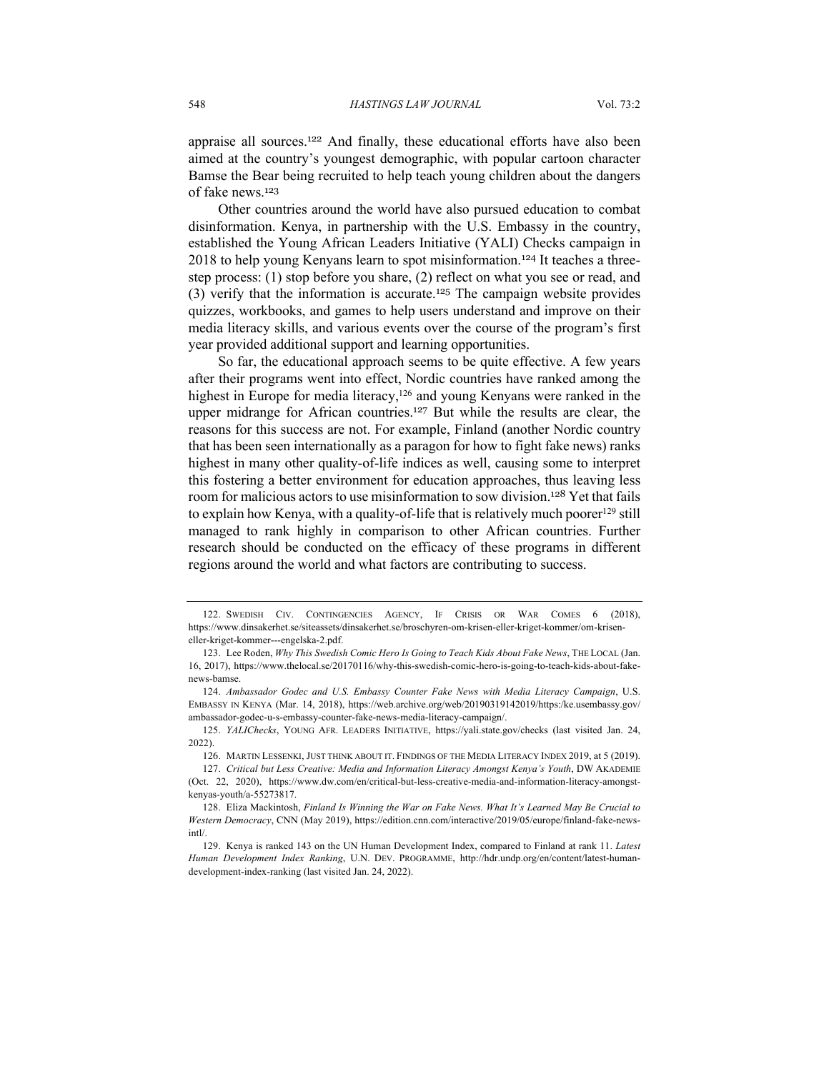appraise all sources.[122] And finally, these educational efforts have also been aimed at the country's youngest demographic, with popular cartoon character Bamse the Bear being recruited to help teach young children about the dangers of fake news.[123]

Other countries around the world have also pursued education to combat disinformation. Kenya, in partnership with the U.S. Embassy in the country, established the Young African Leaders Initiative (YALI) Checks campaign in 2018 to help young Kenyans learn to spot misinformation.[124] It teaches a three-step process: (1) stop before you share, (2) reflect on what you see or read, and (3) verify that the information is accurate.[125] The campaign website provides quizzes, workbooks, and games to help users understand and improve on their media literacy skills, and various events over the course of the program's first year provided additional support and learning opportunities.

So far, the educational approach seems to be quite effective. A few years after their programs went into effect, Nordic countries have ranked among the highest in Europe for media literacy,[126] and young Kenyans were ranked in the upper midrange for African countries.[127] But while the results are clear, the reasons for this success are not. For example, Finland (another Nordic country that has been seen internationally as a paragon for how to fight fake news) ranks highest in many other quality-of-life indices as well, causing some to interpret this fostering a better environment for education approaches, thus leaving less room for malicious actors to use misinformation to sow division.[128] Yet that fails to explain how Kenya, with a quality-of-life that is relatively much poorer[129] still managed to rank highly in comparison to other African countries. Further research should be conducted on the efficacy of these programs in different regions around the world and what factors are contributing to success.

---

122. SWEDISH CIV. CONTINGENCIES AGENCY, IF CRISIS OR WAR COMES 6 (2018), https://www.dinsakerhet.se/siteassets/dinsakerhet.se/broschyren-om-krisen-eller-kriget-kommer/om-krisen-eller-kriget-kommer---engelska-2.pdf.

123. Lee Roden, *Why This Swedish Comic Hero Is Going to Teach Kids About Fake News*, THE LOCAL (Jan. 16, 2017), https://www.thelocal.se/20170116/why-this-swedish-comic-hero-is-going-to-teach-kids-about-fake-news-bamse.

124. *Ambassador Godec and U.S. Embassy Counter Fake News with Media Literacy Campaign*, U.S. EMBASSY IN KENYA (Mar. 14, 2018), https://web.archive.org/web/20190319142019/https:/ke.usembassy.gov/ambassador-godec-u-s-embassy-counter-fake-news-media-literacy-campaign/.

125. *YALIChecks*, YOUNG AFR. LEADERS INITIATIVE, https://yali.state.gov/checks (last visited Jan. 24, 2022).

126. MARTIN LESSENKI, JUST THINK ABOUT IT. FINDINGS OF THE MEDIA LITERACY INDEX 2019, at 5 (2019).

127. *Critical but Less Creative: Media and Information Literacy Amongst Kenya's Youth*, DW AKADEMIE (Oct. 22, 2020), https://www.dw.com/en/critical-but-less-creative-media-and-information-literacy-amongst-kenyas-youth/a-55273817.

128. Eliza Mackintosh, *Finland Is Winning the War on Fake News. What It's Learned May Be Crucial to Western Democracy*, CNN (May 2019), https://edition.cnn.com/interactive/2019/05/europe/finland-fake-news-intl/.

129. Kenya is ranked 143 on the UN Human Development Index, compared to Finland at rank 11. *Latest Human Development Index Ranking*, U.N. DEV. PROGRAMME, http://hdr.undp.org/en/content/latest-human-development-index-ranking (last visited Jan. 24, 2022).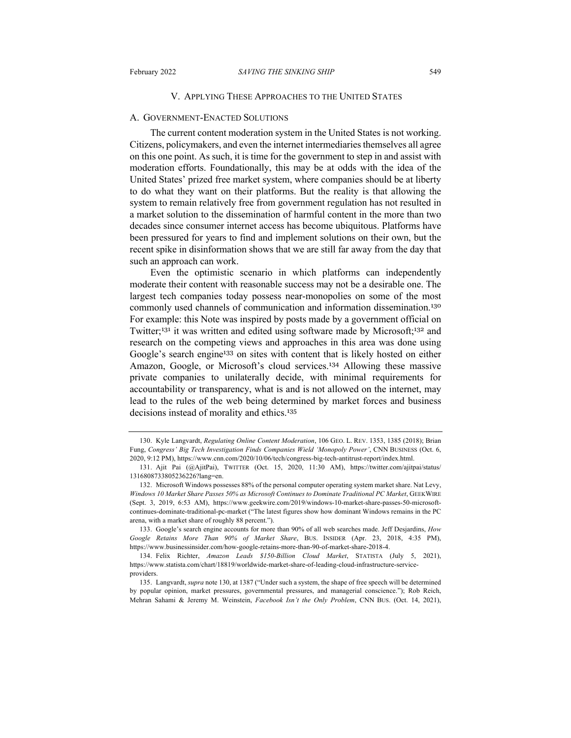## V. APPLYING THESE APPROACHES TO THE UNITED STATES

### A. GOVERNMENT-ENACTED SOLUTIONS

The current content moderation system in the United States is not working. Citizens, policymakers, and even the internet intermediaries themselves all agree on this one point. As such, it is time for the government to step in and assist with moderation efforts. Foundationally, this may be at odds with the idea of the United States' prized free market system, where companies should be at liberty to do what they want on their platforms. But the reality is that allowing the system to remain relatively free from government regulation has not resulted in a market solution to the dissemination of harmful content in the more than two decades since consumer internet access has become ubiquitous. Platforms have been pressured for years to find and implement solutions on their own, but the recent spike in disinformation shows that we are still far away from the day that such an approach can work.

Even the optimistic scenario in which platforms can independently moderate their content with reasonable success may not be a desirable one. The largest tech companies today possess near-monopolies on some of the most commonly used channels of communication and information dissemination.[130] For example: this Note was inspired by posts made by a government official on Twitter;[131] it was written and edited using software made by Microsoft;[132] and research on the competing views and approaches in this area was done using Google's search engine[133] on sites with content that is likely hosted on either Amazon, Google, or Microsoft's cloud services.[134] Allowing these massive private companies to unilaterally decide, with minimal requirements for accountability or transparency, what is and is not allowed on the internet, may lead to the rules of the web being determined by market forces and business decisions instead of morality and ethics.[135]

---

130. Kyle Langvardt, *Regulating Online Content Moderation*, 106 GEO. L. REV. 1353, 1385 (2018); Brian Fung, *Congress' Big Tech Investigation Finds Companies Wield 'Monopoly Power'*, CNN BUSINESS (Oct. 6, 2020, 9:12 PM), https://www.cnn.com/2020/10/06/tech/congress-big-tech-antitrust-report/index.html.

131. Ajit Pai (@AjitPai), TWITTER (Oct. 15, 2020, 11:30 AM), https://twitter.com/ajitpai/status/1316808733805236226?lang=en.

132. Microsoft Windows possesses 88% of the personal computer operating system market share. Nat Levy, *Windows 10 Market Share Passes 50% as Microsoft Continues to Dominate Traditional PC Market*, GEEKWIRE (Sept. 3, 2019, 6:53 AM), https://www.geekwire.com/2019/windows-10-market-share-passes-50-microsoft-continues-dominate-traditional-pc-market ("The latest figures show how dominant Windows remains in the PC arena, with a market share of roughly 88 percent.").

133. Google's search engine accounts for more than 90% of all web searches made. Jeff Desjardins, *How Google Retains More Than 90% of Market Share*, BUS. INSIDER (Apr. 23, 2018, 4:35 PM), https://www.businessinsider.com/how-google-retains-more-than-90-of-market-share-2018-4.

134. Felix Richter, *Amazon Leads $150-Billion Cloud Market*, STATISTA (July 5, 2021), https://www.statista.com/chart/18819/worldwide-market-share-of-leading-cloud-infrastructure-service-providers.

135. Langvardt, *supra* note 130, at 1387 ("Under such a system, the shape of free speech will be determined by popular opinion, market pressures, governmental pressures, and managerial conscience."); Rob Reich, Mehran Sahami & Jeremy M. Weinstein, *Facebook Isn't the Only Problem*, CNN BUS. (Oct. 14, 2021),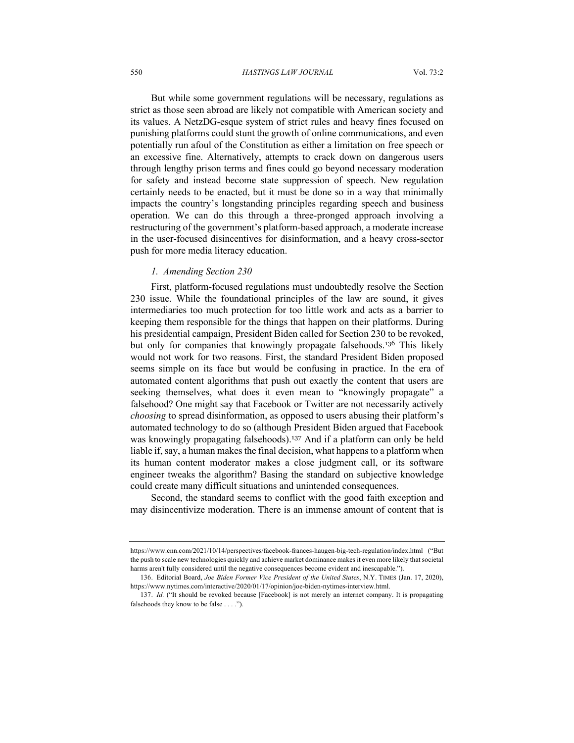But while some government regulations will be necessary, regulations as strict as those seen abroad are likely not compatible with American society and its values. A NetzDG-esque system of strict rules and heavy fines focused on punishing platforms could stunt the growth of online communications, and even potentially run afoul of the Constitution as either a limitation on free speech or an excessive fine. Alternatively, attempts to crack down on dangerous users through lengthy prison terms and fines could go beyond necessary moderation for safety and instead become state suppression of speech. New regulation certainly needs to be enacted, but it must be done so in a way that minimally impacts the country's longstanding principles regarding speech and business operation. We can do this through a three-pronged approach involving a restructuring of the government's platform-based approach, a moderate increase in the user-focused disincentives for disinformation, and a heavy cross-sector push for more media literacy education.

### *1. Amending Section 230*

First, platform-focused regulations must undoubtedly resolve the Section 230 issue. While the foundational principles of the law are sound, it gives intermediaries too much protection for too little work and acts as a barrier to keeping them responsible for the things that happen on their platforms. During his presidential campaign, President Biden called for Section 230 to be revoked, but only for companies that knowingly propagate falsehoods.[136] This likely would not work for two reasons. First, the standard President Biden proposed seems simple on its face but would be confusing in practice. In the era of automated content algorithms that push out exactly the content that users are seeking themselves, what does it even mean to "knowingly propagate" a falsehood? One might say that Facebook or Twitter are not necessarily actively *choosing* to spread disinformation, as opposed to users abusing their platform's automated technology to do so (although President Biden argued that Facebook was knowingly propagating falsehoods).[137] And if a platform can only be held liable if, say, a human makes the final decision, what happens to a platform when its human content moderator makes a close judgment call, or its software engineer tweaks the algorithm? Basing the standard on subjective knowledge could create many difficult situations and unintended consequences.

Second, the standard seems to conflict with the good faith exception and may disincentivize moderation. There is an immense amount of content that is

---

https://www.cnn.com/2021/10/14/perspectives/facebook-frances-haugen-big-tech-regulation/index.html ("But the push to scale new technologies quickly and achieve market dominance makes it even more likely that societal harms aren't fully considered until the negative consequences become evident and inescapable.").

136. Editorial Board, *Joe Biden Former Vice President of the United States*, N.Y. TIMES (Jan. 17, 2020), https://www.nytimes.com/interactive/2020/01/17/opinion/joe-biden-nytimes-interview.html.

137. *Id.* ("It should be revoked because [Facebook] is not merely an internet company. It is propagating falsehoods they know to be false . . . .").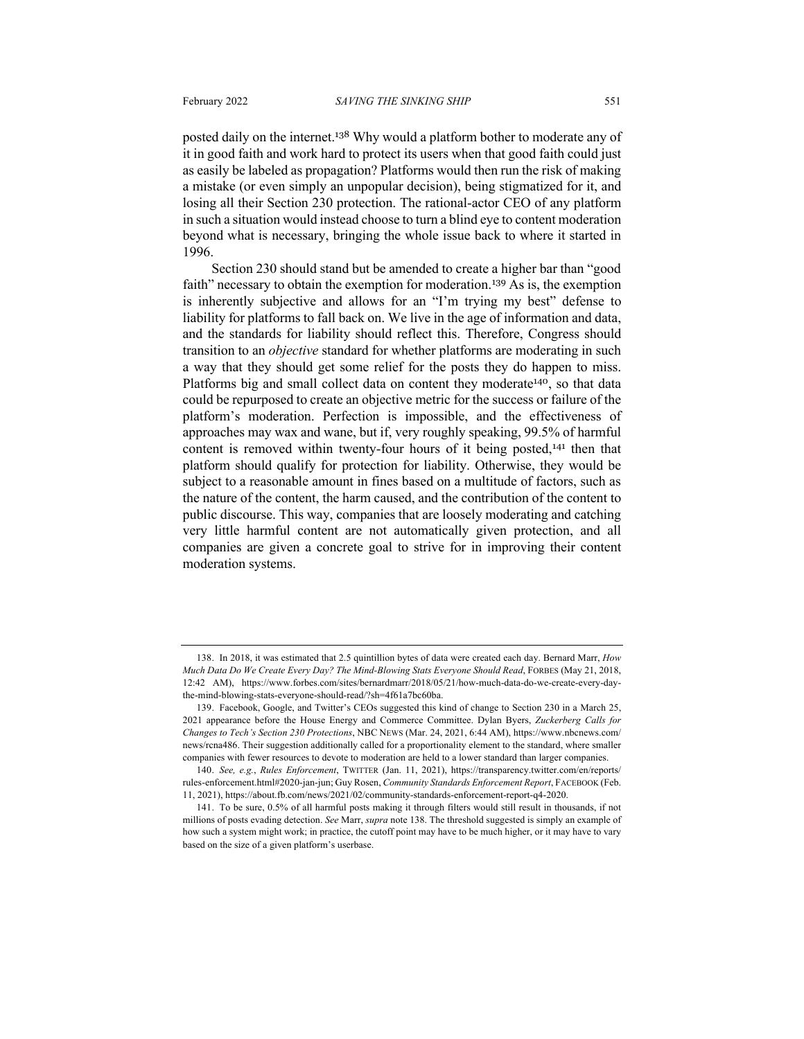posted daily on the internet.[138] Why would a platform bother to moderate any of it in good faith and work hard to protect its users when that good faith could just as easily be labeled as propagation? Platforms would then run the risk of making a mistake (or even simply an unpopular decision), being stigmatized for it, and losing all their Section 230 protection. The rational-actor CEO of any platform in such a situation would instead choose to turn a blind eye to content moderation beyond what is necessary, bringing the whole issue back to where it started in 1996.

Section 230 should stand but be amended to create a higher bar than "good faith" necessary to obtain the exemption for moderation.[139] As is, the exemption is inherently subjective and allows for an "I'm trying my best" defense to liability for platforms to fall back on. We live in the age of information and data, and the standards for liability should reflect this. Therefore, Congress should transition to an *objective* standard for whether platforms are moderating in such a way that they should get some relief for the posts they do happen to miss. Platforms big and small collect data on content they moderate[140], so that data could be repurposed to create an objective metric for the success or failure of the platform's moderation. Perfection is impossible, and the effectiveness of approaches may wax and wane, but if, very roughly speaking, 99.5% of harmful content is removed within twenty-four hours of it being posted,[141] then that platform should qualify for protection for liability. Otherwise, they would be subject to a reasonable amount in fines based on a multitude of factors, such as the nature of the content, the harm caused, and the contribution of the content to public discourse. This way, companies that are loosely moderating and catching very little harmful content are not automatically given protection, and all companies are given a concrete goal to strive for in improving their content moderation systems.

---

138. In 2018, it was estimated that 2.5 quintillion bytes of data were created each day. Bernard Marr, *How Much Data Do We Create Every Day? The Mind-Blowing Stats Everyone Should Read*, FORBES (May 21, 2018, 12:42 AM), https://www.forbes.com/sites/bernardmarr/2018/05/21/how-much-data-do-we-create-every-day-the-mind-blowing-stats-everyone-should-read/?sh=4f61a7bc60ba.

139. Facebook, Google, and Twitter's CEOs suggested this kind of change to Section 230 in a March 25, 2021 appearance before the House Energy and Commerce Committee. Dylan Byers, *Zuckerberg Calls for Changes to Tech's Section 230 Protections*, NBC NEWS (Mar. 24, 2021, 6:44 AM), https://www.nbcnews.com/news/rcna486. Their suggestion additionally called for a proportionality element to the standard, where smaller companies with fewer resources to devote to moderation are held to a lower standard than larger companies.

140. *See, e.g.*, *Rules Enforcement*, TWITTER (Jan. 11, 2021), https://transparency.twitter.com/en/reports/rules-enforcement.html#2020-jan-jun; Guy Rosen, *Community Standards Enforcement Report*, FACEBOOK (Feb. 11, 2021), https://about.fb.com/news/2021/02/community-standards-enforcement-report-q4-2020.

141. To be sure, 0.5% of all harmful posts making it through filters would still result in thousands, if not millions of posts evading detection. *See* Marr, *supra* note 138. The threshold suggested is simply an example of how such a system might work; in practice, the cutoff point may have to be much higher, or it may have to vary based on the size of a given platform's userbase.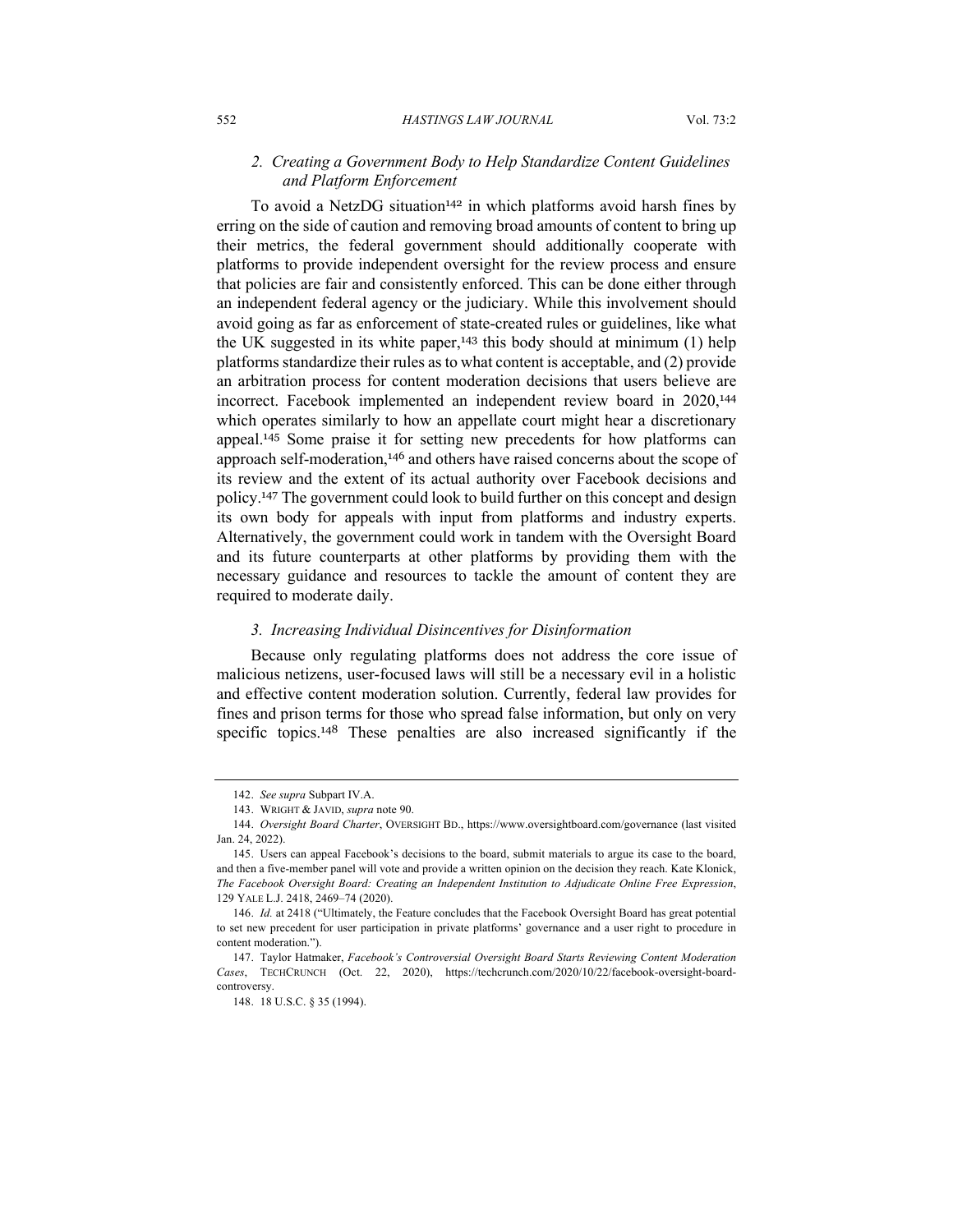### 2. *Creating a Government Body to Help Standardize Content Guidelines and Platform Enforcement*

To avoid a NetzDG situation[142] in which platforms avoid harsh fines by erring on the side of caution and removing broad amounts of content to bring up their metrics, the federal government should additionally cooperate with platforms to provide independent oversight for the review process and ensure that policies are fair and consistently enforced. This can be done either through an independent federal agency or the judiciary. While this involvement should avoid going as far as enforcement of state-created rules or guidelines, like what the UK suggested in its white paper,[143] this body should at minimum (1) help platforms standardize their rules as to what content is acceptable, and (2) provide an arbitration process for content moderation decisions that users believe are incorrect. Facebook implemented an independent review board in 2020,[144] which operates similarly to how an appellate court might hear a discretionary appeal.[145] Some praise it for setting new precedents for how platforms can approach self-moderation,[146] and others have raised concerns about the scope of its review and the extent of its actual authority over Facebook decisions and policy.[147] The government could look to build further on this concept and design its own body for appeals with input from platforms and industry experts. Alternatively, the government could work in tandem with the Oversight Board and its future counterparts at other platforms by providing them with the necessary guidance and resources to tackle the amount of content they are required to moderate daily.

### 3. *Increasing Individual Disincentives for Disinformation*

Because only regulating platforms does not address the core issue of malicious netizens, user-focused laws will still be a necessary evil in a holistic and effective content moderation solution. Currently, federal law provides for fines and prison terms for those who spread false information, but only on very specific topics.[148] These penalties are also increased significantly if the

---

142. *See supra* Subpart IV.A.

143. WRIGHT & JAVID, *supra* note 90.

144. *Oversight Board Charter*, OVERSIGHT BD., https://www.oversightboard.com/governance (last visited Jan. 24, 2022).

145. Users can appeal Facebook's decisions to the board, submit materials to argue its case to the board, and then a five-member panel will vote and provide a written opinion on the decision they reach. Kate Klonick, *The Facebook Oversight Board: Creating an Independent Institution to Adjudicate Online Free Expression*, 129 YALE L.J. 2418, 2469–74 (2020).

146. *Id.* at 2418 ("Ultimately, the Feature concludes that the Facebook Oversight Board has great potential to set new precedent for user participation in private platforms' governance and a user right to procedure in content moderation.").

147. Taylor Hatmaker, *Facebook's Controversial Oversight Board Starts Reviewing Content Moderation Cases*, TECHCRUNCH (Oct. 22, 2020), https://techcrunch.com/2020/10/22/facebook-oversight-board-controversy.

148. 18 U.S.C. § 35 (1994).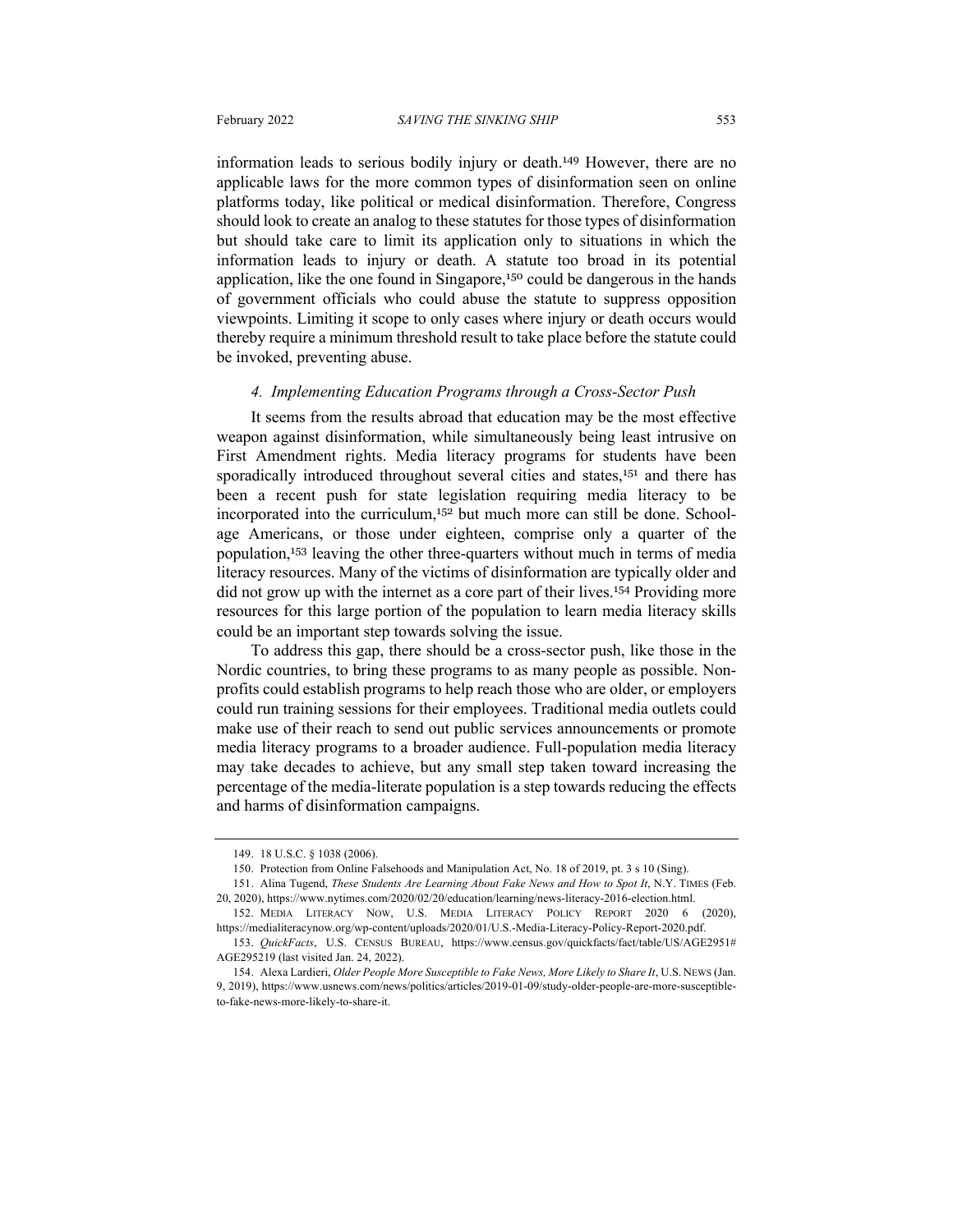information leads to serious bodily injury or death.[149] However, there are no applicable laws for the more common types of disinformation seen on online platforms today, like political or medical disinformation. Therefore, Congress should look to create an analog to these statutes for those types of disinformation but should take care to limit its application only to situations in which the information leads to injury or death. A statute too broad in its potential application, like the one found in Singapore,[150] could be dangerous in the hands of government officials who could abuse the statute to suppress opposition viewpoints. Limiting it scope to only cases where injury or death occurs would thereby require a minimum threshold result to take place before the statute could be invoked, preventing abuse.

#### *4. Implementing Education Programs through a Cross-Sector Push*

It seems from the results abroad that education may be the most effective weapon against disinformation, while simultaneously being least intrusive on First Amendment rights. Media literacy programs for students have been sporadically introduced throughout several cities and states,[151] and there has been a recent push for state legislation requiring media literacy to be incorporated into the curriculum,[152] but much more can still be done. School-age Americans, or those under eighteen, comprise only a quarter of the population,[153] leaving the other three-quarters without much in terms of media literacy resources. Many of the victims of disinformation are typically older and did not grow up with the internet as a core part of their lives.[154] Providing more resources for this large portion of the population to learn media literacy skills could be an important step towards solving the issue.

To address this gap, there should be a cross-sector push, like those in the Nordic countries, to bring these programs to as many people as possible. Non-profits could establish programs to help reach those who are older, or employers could run training sessions for their employees. Traditional media outlets could make use of their reach to send out public services announcements or promote media literacy programs to a broader audience. Full-population media literacy may take decades to achieve, but any small step taken toward increasing the percentage of the media-literate population is a step towards reducing the effects and harms of disinformation campaigns.

---

149. 18 U.S.C. § 1038 (2006).

150. Protection from Online Falsehoods and Manipulation Act, No. 18 of 2019, pt. 3 s 10 (Sing).

151. Alina Tugend, *These Students Are Learning About Fake News and How to Spot It*, N.Y. TIMES (Feb. 20, 2020), https://www.nytimes.com/2020/02/20/education/learning/news-literacy-2016-election.html.

152. MEDIA LITERACY NOW, U.S. MEDIA LITERACY POLICY REPORT 2020 6 (2020), https://medialiteracynow.org/wp-content/uploads/2020/01/U.S.-Media-Literacy-Policy-Report-2020.pdf.

153. *QuickFacts*, U.S. CENSUS BUREAU, https://www.census.gov/quickfacts/fact/table/US/AGE2951#AGE295219 (last visited Jan. 24, 2022).

154. Alexa Lardieri, *Older People More Susceptible to Fake News, More Likely to Share It*, U.S. NEWS (Jan. 9, 2019), https://www.usnews.com/news/politics/articles/2019-01-09/study-older-people-are-more-susceptible-to-fake-news-more-likely-to-share-it.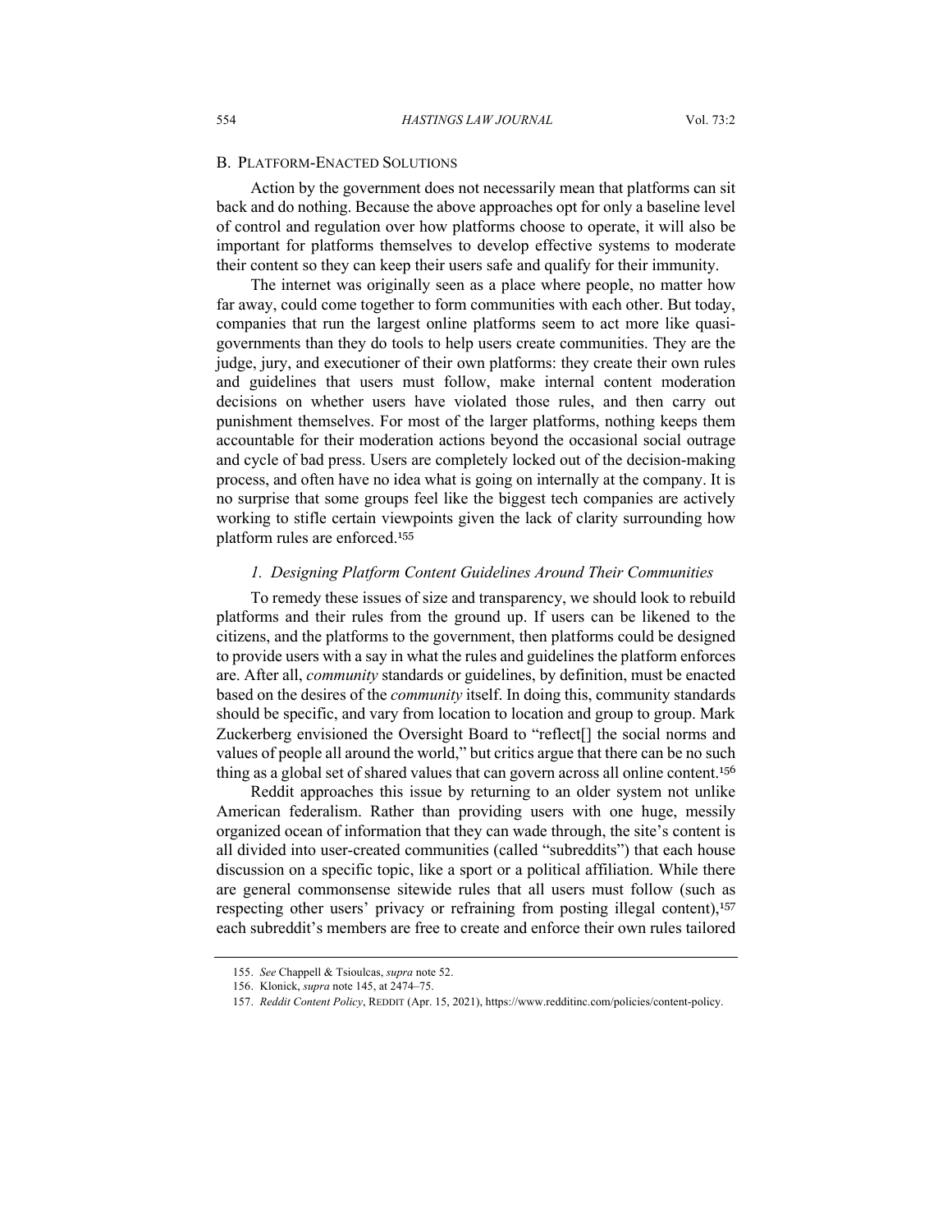## B. Platform-Enacted Solutions

Action by the government does not necessarily mean that platforms can sit back and do nothing. Because the above approaches opt for only a baseline level of control and regulation over how platforms choose to operate, it will also be important for platforms themselves to develop effective systems to moderate their content so they can keep their users safe and qualify for their immunity.

The internet was originally seen as a place where people, no matter how far away, could come together to form communities with each other. But today, companies that run the largest online platforms seem to act more like quasi-governments than they do tools to help users create communities. They are the judge, jury, and executioner of their own platforms: they create their own rules and guidelines that users must follow, make internal content moderation decisions on whether users have violated those rules, and then carry out punishment themselves. For most of the larger platforms, nothing keeps them accountable for their moderation actions beyond the occasional social outrage and cycle of bad press. Users are completely locked out of the decision-making process, and often have no idea what is going on internally at the company. It is no surprise that some groups feel like the biggest tech companies are actively working to stifle certain viewpoints given the lack of clarity surrounding how platform rules are enforced.[155]

### *1. Designing Platform Content Guidelines Around Their Communities*

To remedy these issues of size and transparency, we should look to rebuild platforms and their rules from the ground up. If users can be likened to the citizens, and the platforms to the government, then platforms could be designed to provide users with a say in what the rules and guidelines the platform enforces are. After all, *community* standards or guidelines, by definition, must be enacted based on the desires of the *community* itself. In doing this, community standards should be specific, and vary from location to location and group to group. Mark Zuckerberg envisioned the Oversight Board to "reflect[] the social norms and values of people all around the world," but critics argue that there can be no such thing as a global set of shared values that can govern across all online content.[156]

Reddit approaches this issue by returning to an older system not unlike American federalism. Rather than providing users with one huge, messily organized ocean of information that they can wade through, the site's content is all divided into user-created communities (called "subreddits") that each house discussion on a specific topic, like a sport or a political affiliation. While there are general commonsense sitewide rules that all users must follow (such as respecting other users' privacy or refraining from posting illegal content),[157] each subreddit's members are free to create and enforce their own rules tailored

---

155. *See* Chappell & Tsioulcas, *supra* note 52.

156. Klonick, *supra* note 145, at 2474–75.

157. *Reddit Content Policy*, REDDIT (Apr. 15, 2021), https://www.redditinc.com/policies/content-policy.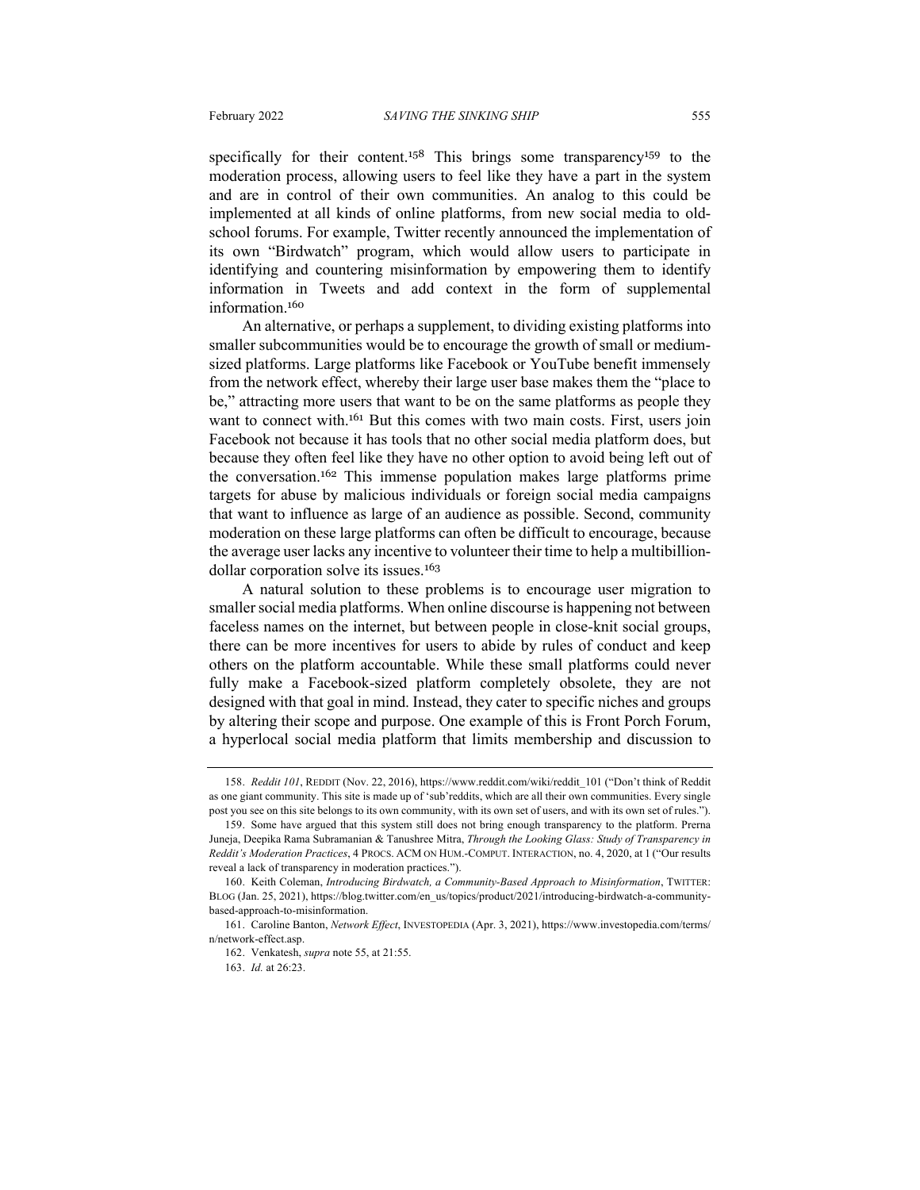specifically for their content.[158] This brings some transparency[159] to the moderation process, allowing users to feel like they have a part in the system and are in control of their own communities. An analog to this could be implemented at all kinds of online platforms, from new social media to old-school forums. For example, Twitter recently announced the implementation of its own "Birdwatch" program, which would allow users to participate in identifying and countering misinformation by empowering them to identify information in Tweets and add context in the form of supplemental information.[160]

An alternative, or perhaps a supplement, to dividing existing platforms into smaller subcommunities would be to encourage the growth of small or medium-sized platforms. Large platforms like Facebook or YouTube benefit immensely from the network effect, whereby their large user base makes them the "place to be," attracting more users that want to be on the same platforms as people they want to connect with.[161] But this comes with two main costs. First, users join Facebook not because it has tools that no other social media platform does, but because they often feel like they have no other option to avoid being left out of the conversation.[162] This immense population makes large platforms prime targets for abuse by malicious individuals or foreign social media campaigns that want to influence as large of an audience as possible. Second, community moderation on these large platforms can often be difficult to encourage, because the average user lacks any incentive to volunteer their time to help a multibillion-dollar corporation solve its issues.[163]

A natural solution to these problems is to encourage user migration to smaller social media platforms. When online discourse is happening not between faceless names on the internet, but between people in close-knit social groups, there can be more incentives for users to abide by rules of conduct and keep others on the platform accountable. While these small platforms could never fully make a Facebook-sized platform completely obsolete, they are not designed with that goal in mind. Instead, they cater to specific niches and groups by altering their scope and purpose. One example of this is Front Porch Forum, a hyperlocal social media platform that limits membership and discussion to

---

158. *Reddit 101*, REDDIT (Nov. 22, 2016), https://www.reddit.com/wiki/reddit_101 ("Don't think of Reddit as one giant community. This site is made up of 'sub'reddits, which are all their own communities. Every single post you see on this site belongs to its own community, with its own set of users, and with its own set of rules.").

159. Some have argued that this system still does not bring enough transparency to the platform. Prerna Juneja, Deepika Rama Subramanian & Tanushree Mitra, *Through the Looking Glass: Study of Transparency in Reddit's Moderation Practices*, 4 PROCS. ACM ON HUM.-COMPUT. INTERACTION, no. 4, 2020, at 1 ("Our results reveal a lack of transparency in moderation practices.").

160. Keith Coleman, *Introducing Birdwatch, a Community-Based Approach to Misinformation*, TWITTER: BLOG (Jan. 25, 2021), https://blog.twitter.com/en_us/topics/product/2021/introducing-birdwatch-a-community-based-approach-to-misinformation.

161. Caroline Banton, *Network Effect*, INVESTOPEDIA (Apr. 3, 2021), https://www.investopedia.com/terms/n/network-effect.asp.

162. Venkatesh, *supra* note 55, at 21:55.

163. *Id.* at 26:23.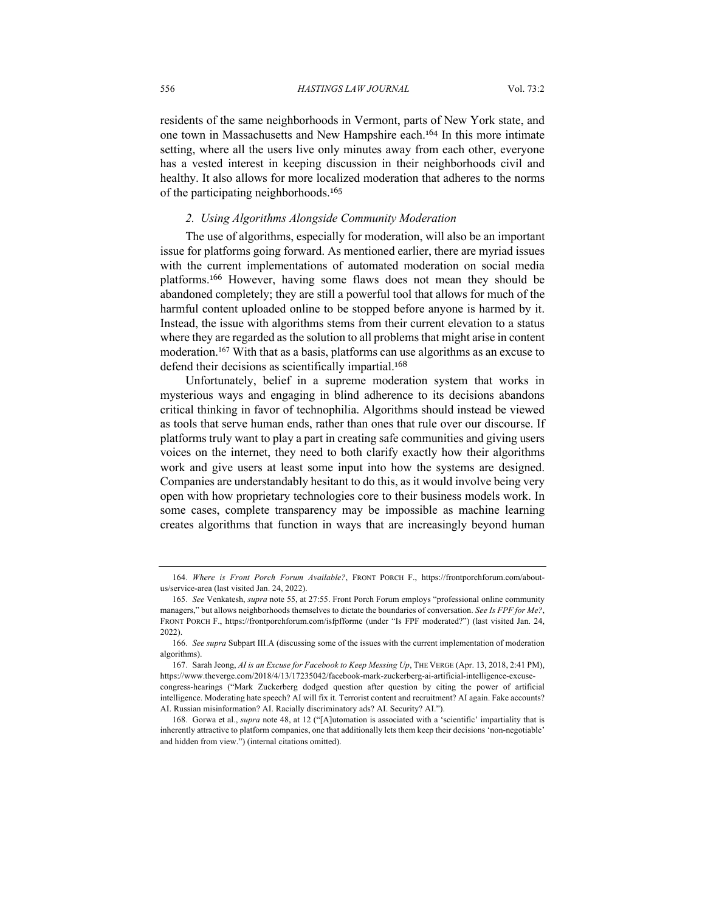residents of the same neighborhoods in Vermont, parts of New York state, and one town in Massachusetts and New Hampshire each.[164] In this more intimate setting, where all the users live only minutes away from each other, everyone has a vested interest in keeping discussion in their neighborhoods civil and healthy. It also allows for more localized moderation that adheres to the norms of the participating neighborhoods.[165]

### *2. Using Algorithms Alongside Community Moderation*

The use of algorithms, especially for moderation, will also be an important issue for platforms going forward. As mentioned earlier, there are myriad issues with the current implementations of automated moderation on social media platforms.[166] However, having some flaws does not mean they should be abandoned completely; they are still a powerful tool that allows for much of the harmful content uploaded online to be stopped before anyone is harmed by it. Instead, the issue with algorithms stems from their current elevation to a status where they are regarded as the solution to all problems that might arise in content moderation.[167] With that as a basis, platforms can use algorithms as an excuse to defend their decisions as scientifically impartial.[168]

Unfortunately, belief in a supreme moderation system that works in mysterious ways and engaging in blind adherence to its decisions abandons critical thinking in favor of technophilia. Algorithms should instead be viewed as tools that serve human ends, rather than ones that rule over our discourse. If platforms truly want to play a part in creating safe communities and giving users voices on the internet, they need to both clarify exactly how their algorithms work and give users at least some input into how the systems are designed. Companies are understandably hesitant to do this, as it would involve being very open with how proprietary technologies core to their business models work. In some cases, complete transparency may be impossible as machine learning creates algorithms that function in ways that are increasingly beyond human

---

164. *Where is Front Porch Forum Available?*, FRONT PORCH F., https://frontporchforum.com/about-us/service-area (last visited Jan. 24, 2022).

165. *See* Venkatesh, *supra* note 55, at 27:55. Front Porch Forum employs "professional online community managers," but allows neighborhoods themselves to dictate the boundaries of conversation. *See Is FPF for Me?*, FRONT PORCH F., https://frontporchforum.com/isfpfforme (under "Is FPF moderated?") (last visited Jan. 24, 2022).

166. *See supra* Subpart III.A (discussing some of the issues with the current implementation of moderation algorithms).

167. Sarah Jeong, *AI is an Excuse for Facebook to Keep Messing Up*, THE VERGE (Apr. 13, 2018, 2:41 PM), https://www.theverge.com/2018/4/13/17235042/facebook-mark-zuckerberg-ai-artificial-intelligence-excuse-congress-hearings ("Mark Zuckerberg dodged question after question by citing the power of artificial intelligence. Moderating hate speech? AI will fix it. Terrorist content and recruitment? AI again. Fake accounts? AI. Russian misinformation? AI. Racially discriminatory ads? AI. Security? AI.").

168. Gorwa et al., *supra* note 48, at 12 ("[A]utomation is associated with a 'scientific' impartiality that is inherently attractive to platform companies, one that additionally lets them keep their decisions 'non-negotiable' and hidden from view.") (internal citations omitted).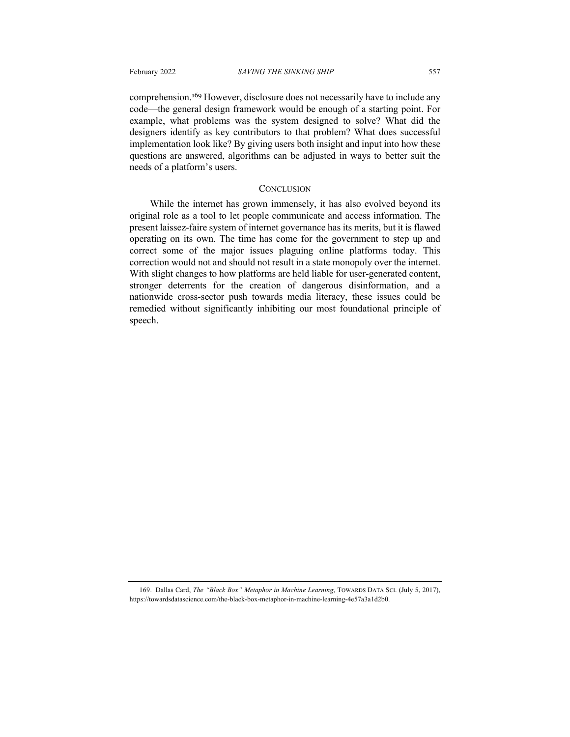comprehension.[169] However, disclosure does not necessarily have to include any code—the general design framework would be enough of a starting point. For example, what problems was the system designed to solve? What did the designers identify as key contributors to that problem? What does successful implementation look like? By giving users both insight and input into how these questions are answered, algorithms can be adjusted in ways to better suit the needs of a platform's users.

## CONCLUSION

While the internet has grown immensely, it has also evolved beyond its original role as a tool to let people communicate and access information. The present laissez-faire system of internet governance has its merits, but it is flawed operating on its own. The time has come for the government to step up and correct some of the major issues plaguing online platforms today. This correction would not and should not result in a state monopoly over the internet. With slight changes to how platforms are held liable for user-generated content, stronger deterrents for the creation of dangerous disinformation, and a nationwide cross-sector push towards media literacy, these issues could be remedied without significantly inhibiting our most foundational principle of speech.

---

169. Dallas Card, *The "Black Box" Metaphor in Machine Learning*, TOWARDS DATA SCI. (July 5, 2017), https://towardsdatascience.com/the-black-box-metaphor-in-machine-learning-4e57a3a1d2b0.